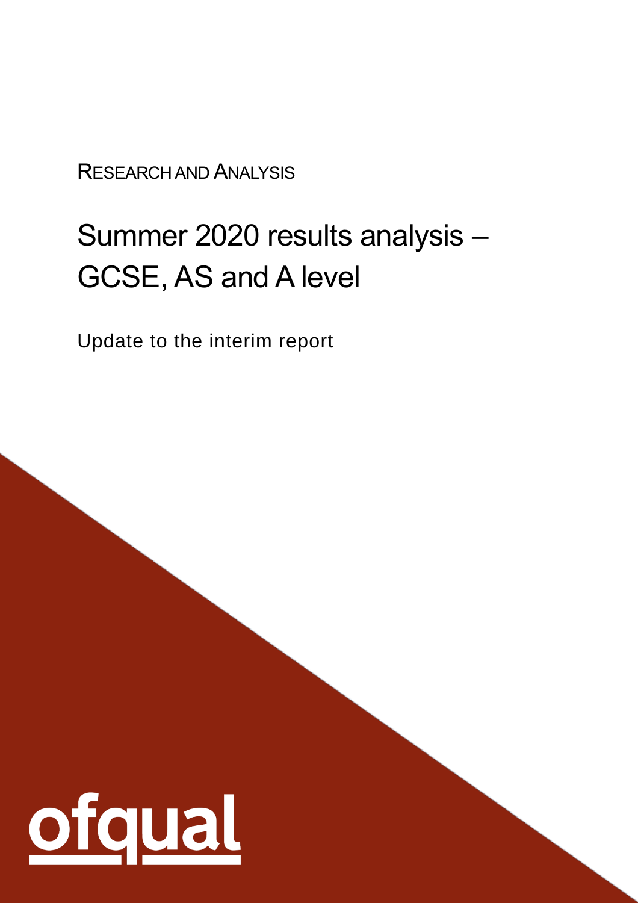RESEARCH AND ANALYSIS

# Summer 2020 results analysis – GCSE, AS and A level

Update to the interim report

ofqual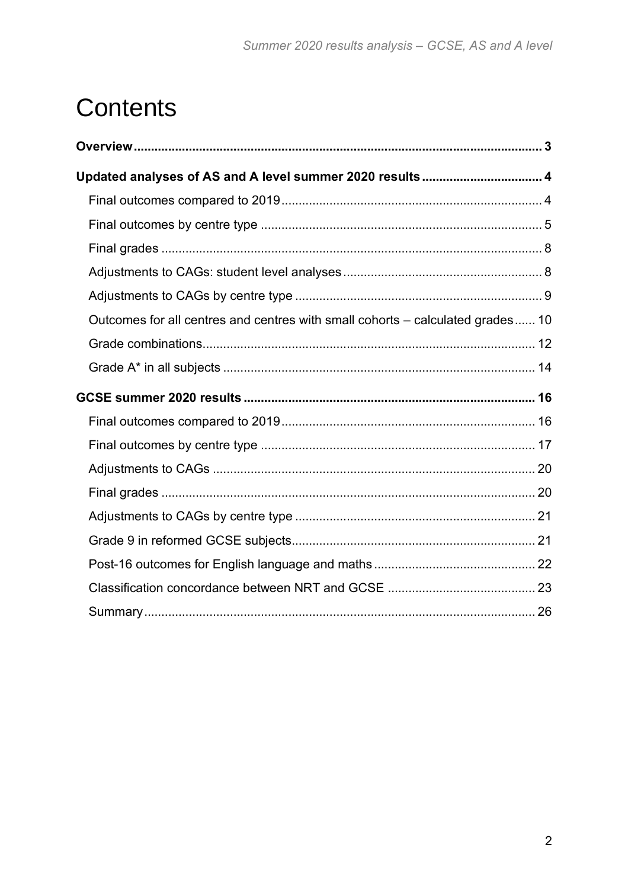# Contents

**Overview** ..... 3

**Updated analyses of AS and A level summer 2020 results** ..... 4

- Final outcomes compared to 2019 ..... 4
- Final outcomes by centre type ..... 5
- Final grades ..... 8
- Adjustments to CAGs: student level analyses ..... 8
- Adjustments to CAGs by centre type ..... 9
- Outcomes for all centres and centres with small cohorts – calculated grades ..... 10
- Grade combinations ..... 12
- Grade A* in all subjects ..... 14

**GCSE summer 2020 results** ..... 16

- Final outcomes compared to 2019 ..... 16
- Final outcomes by centre type ..... 17
- Adjustments to CAGs ..... 20
- Final grades ..... 20
- Adjustments to CAGs by centre type ..... 21
- Grade 9 in reformed GCSE subjects ..... 21
- Post-16 outcomes for English language and maths ..... 22
- Classification concordance between NRT and GCSE ..... 23
- Summary ..... 26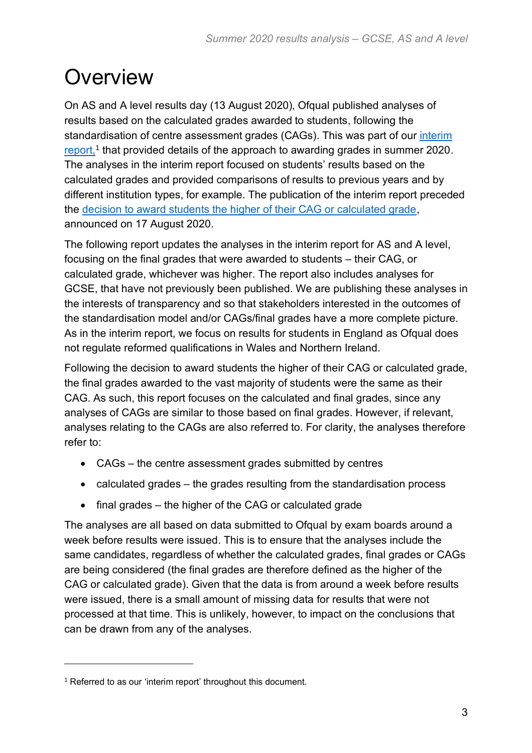# Overview

On AS and A level results day (13 August 2020), Ofqual published analyses of results based on the calculated grades awarded to students, following the standardisation of centre assessment grades (CAGs). This was part of our interim report,[1] that provided details of the approach to awarding grades in summer 2020. The analyses in the interim report focused on students' results based on the calculated grades and provided comparisons of results to previous years and by different institution types, for example. The publication of the interim report preceded the decision to award students the higher of their CAG or calculated grade, announced on 17 August 2020.

The following report updates the analyses in the interim report for AS and A level, focusing on the final grades that were awarded to students – their CAG, or calculated grade, whichever was higher. The report also includes analyses for GCSE, that have not previously been published. We are publishing these analyses in the interests of transparency and so that stakeholders interested in the outcomes of the standardisation model and/or CAGs/final grades have a more complete picture. As in the interim report, we focus on results for students in England as Ofqual does not regulate reformed qualifications in Wales and Northern Ireland.

Following the decision to award students the higher of their CAG or calculated grade, the final grades awarded to the vast majority of students were the same as their CAG. As such, this report focuses on the calculated and final grades, since any analyses of CAGs are similar to those based on final grades. However, if relevant, analyses relating to the CAGs are also referred to. For clarity, the analyses therefore refer to:

- CAGs – the centre assessment grades submitted by centres
- calculated grades – the grades resulting from the standardisation process
- final grades – the higher of the CAG or calculated grade

The analyses are all based on data submitted to Ofqual by exam boards around a week before results were issued. This is to ensure that the analyses include the same candidates, regardless of whether the calculated grades, final grades or CAGs are being considered (the final grades are therefore defined as the higher of the CAG or calculated grade). Given that the data is from around a week before results were issued, there is a small amount of missing data for results that were not processed at that time. This is unlikely, however, to impact on the conclusions that can be drawn from any of the analyses.

[1] Referred to as our 'interim report' throughout this document.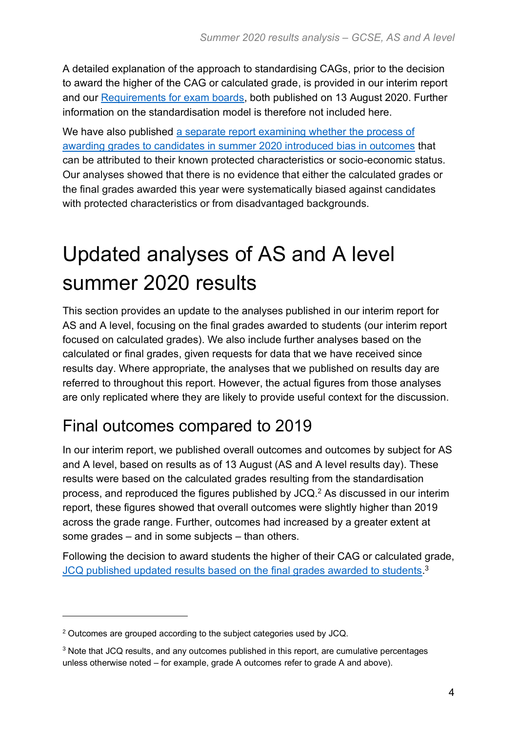A detailed explanation of the approach to standardising CAGs, prior to the decision to award the higher of the CAG or calculated grade, is provided in our interim report and our Requirements for exam boards, both published on 13 August 2020. Further information on the standardisation model is therefore not included here.

We have also published a separate report examining whether the process of awarding grades to candidates in summer 2020 introduced bias in outcomes that can be attributed to their known protected characteristics or socio-economic status. Our analyses showed that there is no evidence that either the calculated grades or the final grades awarded this year were systematically biased against candidates with protected characteristics or from disadvantaged backgrounds.

# Updated analyses of AS and A level summer 2020 results

This section provides an update to the analyses published in our interim report for AS and A level, focusing on the final grades awarded to students (our interim report focused on calculated grades). We also include further analyses based on the calculated or final grades, given requests for data that we have received since results day. Where appropriate, the analyses that we published on results day are referred to throughout this report. However, the actual figures from those analyses are only replicated where they are likely to provide useful context for the discussion.

## Final outcomes compared to 2019

In our interim report, we published overall outcomes and outcomes by subject for AS and A level, based on results as of 13 August (AS and A level results day). These results were based on the calculated grades resulting from the standardisation process, and reproduced the figures published by JCQ.[2] As discussed in our interim report, these figures showed that overall outcomes were slightly higher than 2019 across the grade range. Further, outcomes had increased by a greater extent at some grades – and in some subjects – than others.

Following the decision to award students the higher of their CAG or calculated grade, JCQ published updated results based on the final grades awarded to students.[3]

---

[2] Outcomes are grouped according to the subject categories used by JCQ.

[3] Note that JCQ results, and any outcomes published in this report, are cumulative percentages unless otherwise noted – for example, grade A outcomes refer to grade A and above).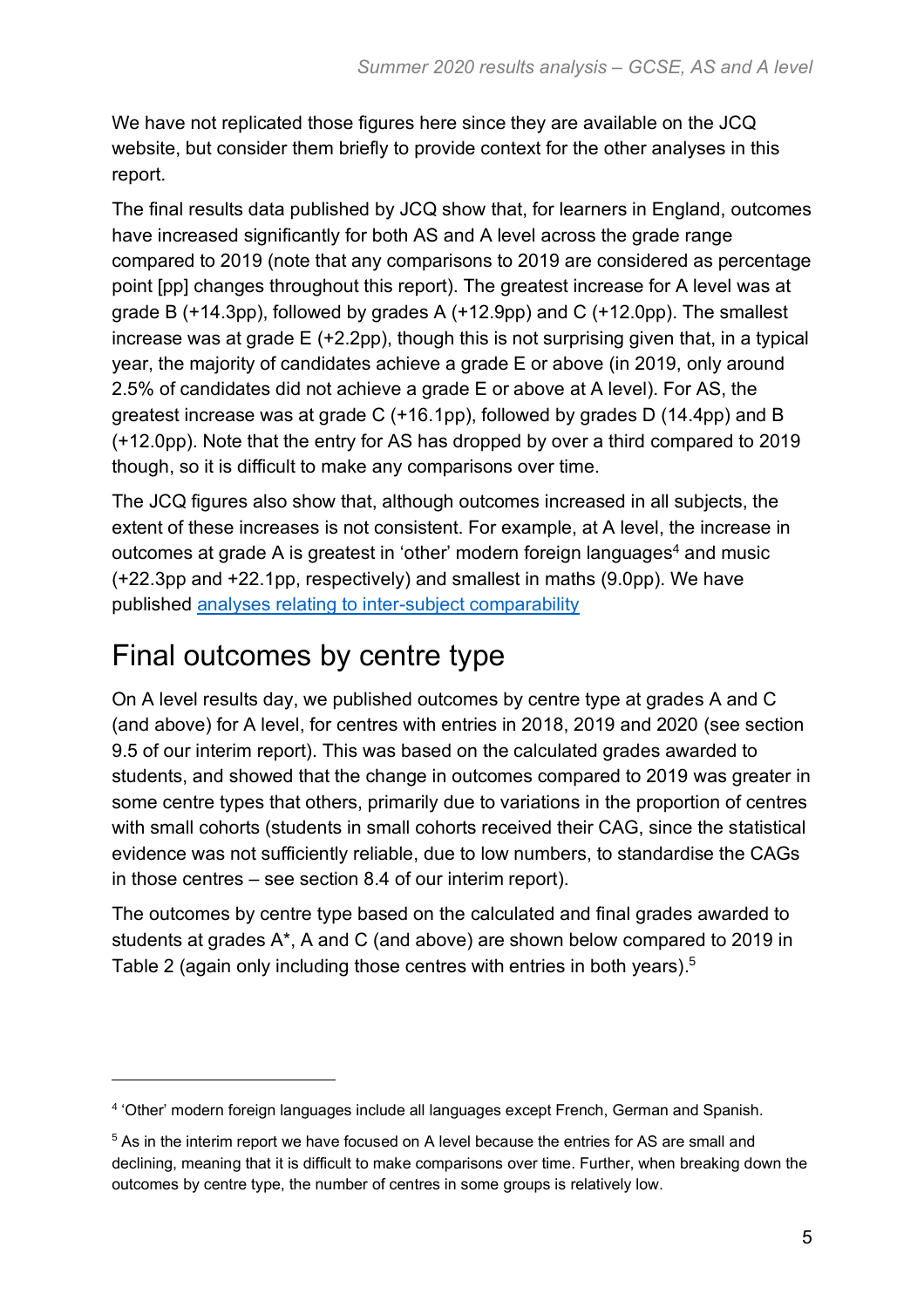We have not replicated those figures here since they are available on the JCQ website, but consider them briefly to provide context for the other analyses in this report.

The final results data published by JCQ show that, for learners in England, outcomes have increased significantly for both AS and A level across the grade range compared to 2019 (note that any comparisons to 2019 are considered as percentage point [pp] changes throughout this report). The greatest increase for A level was at grade B (+14.3pp), followed by grades A (+12.9pp) and C (+12.0pp). The smallest increase was at grade E (+2.2pp), though this is not surprising given that, in a typical year, the majority of candidates achieve a grade E or above (in 2019, only around 2.5% of candidates did not achieve a grade E or above at A level). For AS, the greatest increase was at grade C (+16.1pp), followed by grades D (14.4pp) and B (+12.0pp). Note that the entry for AS has dropped by over a third compared to 2019 though, so it is difficult to make any comparisons over time.

The JCQ figures also show that, although outcomes increased in all subjects, the extent of these increases is not consistent. For example, at A level, the increase in outcomes at grade A is greatest in 'other' modern foreign languages[4] and music (+22.3pp and +22.1pp, respectively) and smallest in maths (9.0pp). We have published [analyses relating to inter-subject comparability]

## Final outcomes by centre type

On A level results day, we published outcomes by centre type at grades A and C (and above) for A level, for centres with entries in 2018, 2019 and 2020 (see section 9.5 of our interim report). This was based on the calculated grades awarded to students, and showed that the change in outcomes compared to 2019 was greater in some centre types that others, primarily due to variations in the proportion of centres with small cohorts (students in small cohorts received their CAG, since the statistical evidence was not sufficiently reliable, due to low numbers, to standardise the CAGs in those centres – see section 8.4 of our interim report).

The outcomes by centre type based on the calculated and final grades awarded to students at grades A*, A and C (and above) are shown below compared to 2019 in Table 2 (again only including those centres with entries in both years).[5]

---

[4] 'Other' modern foreign languages include all languages except French, German and Spanish.

[5] As in the interim report we have focused on A level because the entries for AS are small and declining, meaning that it is difficult to make comparisons over time. Further, when breaking down the outcomes by centre type, the number of centres in some groups is relatively low.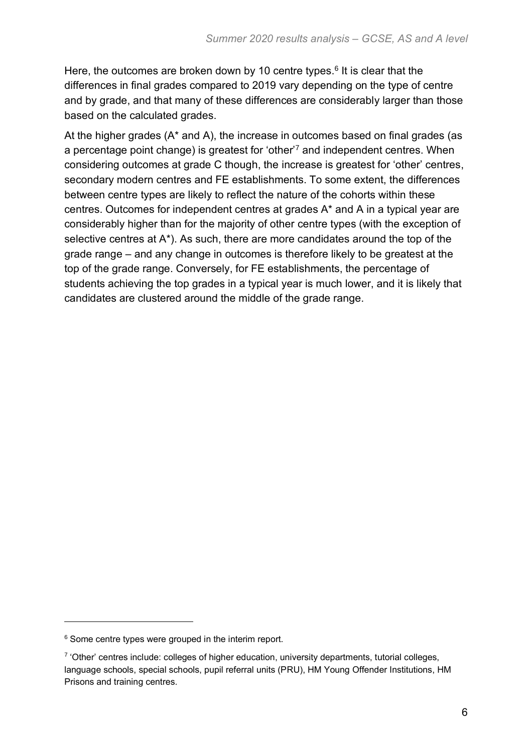Here, the outcomes are broken down by 10 centre types.[6] It is clear that the differences in final grades compared to 2019 vary depending on the type of centre and by grade, and that many of these differences are considerably larger than those based on the calculated grades.

At the higher grades (A* and A), the increase in outcomes based on final grades (as a percentage point change) is greatest for 'other'[7] and independent centres. When considering outcomes at grade C though, the increase is greatest for 'other' centres, secondary modern centres and FE establishments. To some extent, the differences between centre types are likely to reflect the nature of the cohorts within these centres. Outcomes for independent centres at grades A* and A in a typical year are considerably higher than for the majority of other centre types (with the exception of selective centres at A*). As such, there are more candidates around the top of the grade range – and any change in outcomes is therefore likely to be greatest at the top of the grade range. Conversely, for FE establishments, the percentage of students achieving the top grades in a typical year is much lower, and it is likely that candidates are clustered around the middle of the grade range.

---

[6] Some centre types were grouped in the interim report.

[7] 'Other' centres include: colleges of higher education, university departments, tutorial colleges, language schools, special schools, pupil referral units (PRU), HM Young Offender Institutions, HM Prisons and training centres.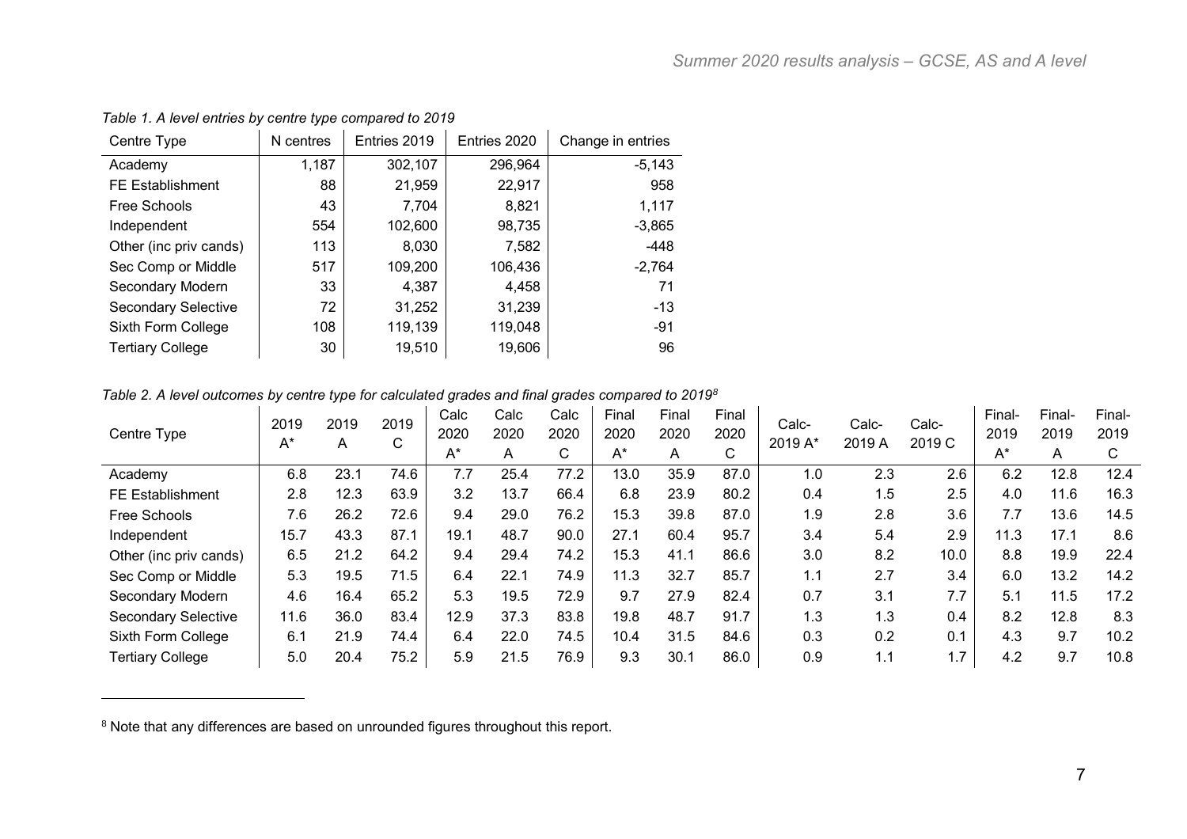*Table 1. A level entries by centre type compared to 2019*

| Centre Type | N centres | Entries 2019 | Entries 2020 | Change in entries |
|---|---|---|---|---|
| Academy | 1,187 | 302,107 | 296,964 | -5,143 |
| FE Establishment | 88 | 21,959 | 22,917 | 958 |
| Free Schools | 43 | 7,704 | 8,821 | 1,117 |
| Independent | 554 | 102,600 | 98,735 | -3,865 |
| Other (inc priv cands) | 113 | 8,030 | 7,582 | -448 |
| Sec Comp or Middle | 517 | 109,200 | 106,436 | -2,764 |
| Secondary Modern | 33 | 4,387 | 4,458 | 71 |
| Secondary Selective | 72 | 31,252 | 31,239 | -13 |
| Sixth Form College | 108 | 119,139 | 119,048 | -91 |
| Tertiary College | 30 | 19,510 | 19,606 | 96 |

*Table 2. A level outcomes by centre type for calculated grades and final grades compared to 2019*[8]

| Centre Type | 2019 A* | 2019 A | 2019 C | Calc 2020 A* | Calc 2020 A | Calc 2020 C | Final 2020 A* | Final 2020 A | Final 2020 C | Calc-2019 A* | Calc-2019 A | Calc-2019 C | Final-2019 A* | Final-2019 A | Final-2019 C |
|---|---|---|---|---|---|---|---|---|---|---|---|---|---|---|---|
| Academy | 6.8 | 23.1 | 74.6 | 7.7 | 25.4 | 77.2 | 13.0 | 35.9 | 87.0 | 1.0 | 2.3 | 2.6 | 6.2 | 12.8 | 12.4 |
| FE Establishment | 2.8 | 12.3 | 63.9 | 3.2 | 13.7 | 66.4 | 6.8 | 23.9 | 80.2 | 0.4 | 1.5 | 2.5 | 4.0 | 11.6 | 16.3 |
| Free Schools | 7.6 | 26.2 | 72.6 | 9.4 | 29.0 | 76.2 | 15.3 | 39.8 | 87.0 | 1.9 | 2.8 | 3.6 | 7.7 | 13.6 | 14.5 |
| Independent | 15.7 | 43.3 | 87.1 | 19.1 | 48.7 | 90.0 | 27.1 | 60.4 | 95.7 | 3.4 | 5.4 | 2.9 | 11.3 | 17.1 | 8.6 |
| Other (inc priv cands) | 6.5 | 21.2 | 64.2 | 9.4 | 29.4 | 74.2 | 15.3 | 41.1 | 86.6 | 3.0 | 8.2 | 10.0 | 8.8 | 19.9 | 22.4 |
| Sec Comp or Middle | 5.3 | 19.5 | 71.5 | 6.4 | 22.1 | 74.9 | 11.3 | 32.7 | 85.7 | 1.1 | 2.7 | 3.4 | 6.0 | 13.2 | 14.2 |
| Secondary Modern | 4.6 | 16.4 | 65.2 | 5.3 | 19.5 | 72.9 | 9.7 | 27.9 | 82.4 | 0.7 | 3.1 | 7.7 | 5.1 | 11.5 | 17.2 |
| Secondary Selective | 11.6 | 36.0 | 83.4 | 12.9 | 37.3 | 83.8 | 19.8 | 48.7 | 91.7 | 1.3 | 1.3 | 0.4 | 8.2 | 12.8 | 8.3 |
| Sixth Form College | 6.1 | 21.9 | 74.4 | 6.4 | 22.0 | 74.5 | 10.4 | 31.5 | 84.6 | 0.3 | 0.2 | 0.1 | 4.3 | 9.7 | 10.2 |
| Tertiary College | 5.0 | 20.4 | 75.2 | 5.9 | 21.5 | 76.9 | 9.3 | 30.1 | 86.0 | 0.9 | 1.1 | 1.7 | 4.2 | 9.7 | 10.8 |

[8] Note that any differences are based on unrounded figures throughout this report.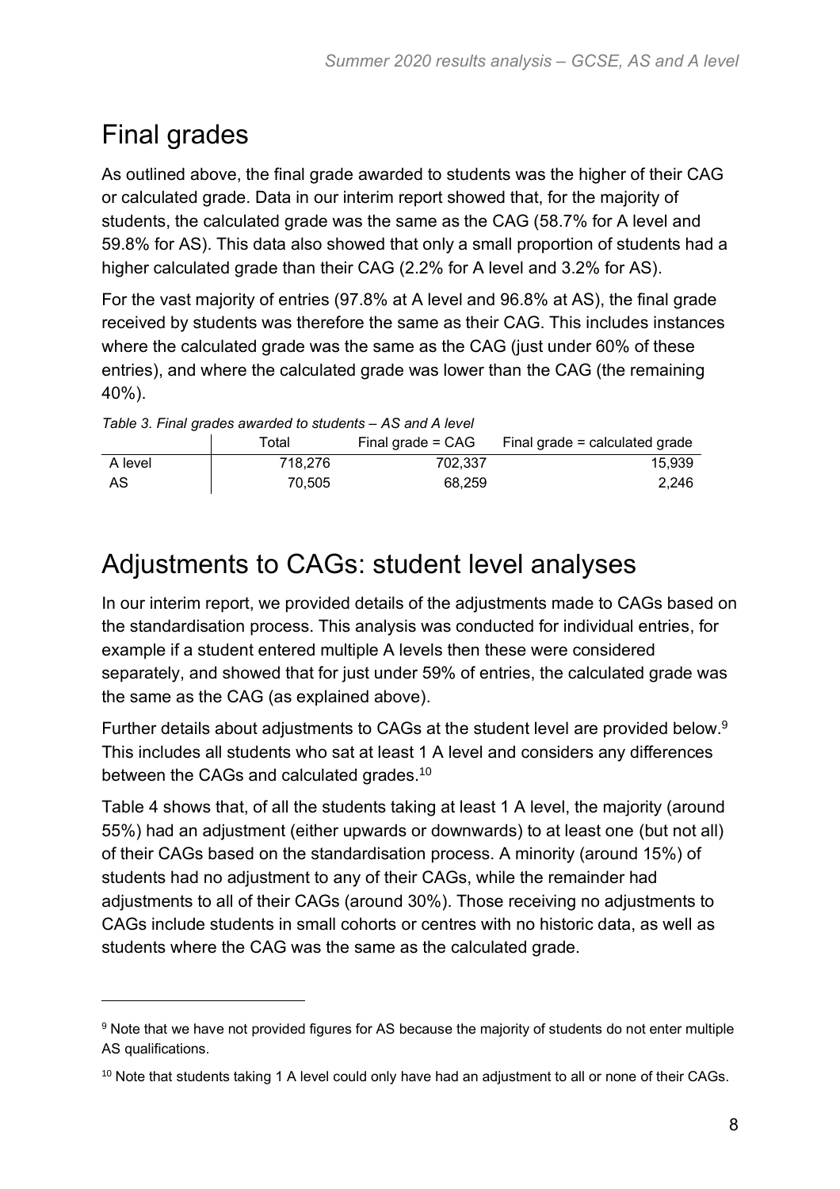## Final grades

As outlined above, the final grade awarded to students was the higher of their CAG or calculated grade. Data in our interim report showed that, for the majority of students, the calculated grade was the same as the CAG (58.7% for A level and 59.8% for AS). This data also showed that only a small proportion of students had a higher calculated grade than their CAG (2.2% for A level and 3.2% for AS).

For the vast majority of entries (97.8% at A level and 96.8% at AS), the final grade received by students was therefore the same as their CAG. This includes instances where the calculated grade was the same as the CAG (just under 60% of these entries), and where the calculated grade was lower than the CAG (the remaining 40%).

*Table 3. Final grades awarded to students – AS and A level*

| | Total | Final grade = CAG | Final grade = calculated grade |
|---|---|---|---|
| A level | 718,276 | 702,337 | 15,939 |
| AS | 70,505 | 68,259 | 2,246 |

## Adjustments to CAGs: student level analyses

In our interim report, we provided details of the adjustments made to CAGs based on the standardisation process. This analysis was conducted for individual entries, for example if a student entered multiple A levels then these were considered separately, and showed that for just under 59% of entries, the calculated grade was the same as the CAG (as explained above).

Further details about adjustments to CAGs at the student level are provided below.[9] This includes all students who sat at least 1 A level and considers any differences between the CAGs and calculated grades.[10]

Table 4 shows that, of all the students taking at least 1 A level, the majority (around 55%) had an adjustment (either upwards or downwards) to at least one (but not all) of their CAGs based on the standardisation process. A minority (around 15%) of students had no adjustment to any of their CAGs, while the remainder had adjustments to all of their CAGs (around 30%). Those receiving no adjustments to CAGs include students in small cohorts or centres with no historic data, as well as students where the CAG was the same as the calculated grade.

---

[9] Note that we have not provided figures for AS because the majority of students do not enter multiple AS qualifications.

[10] Note that students taking 1 A level could only have had an adjustment to all or none of their CAGs.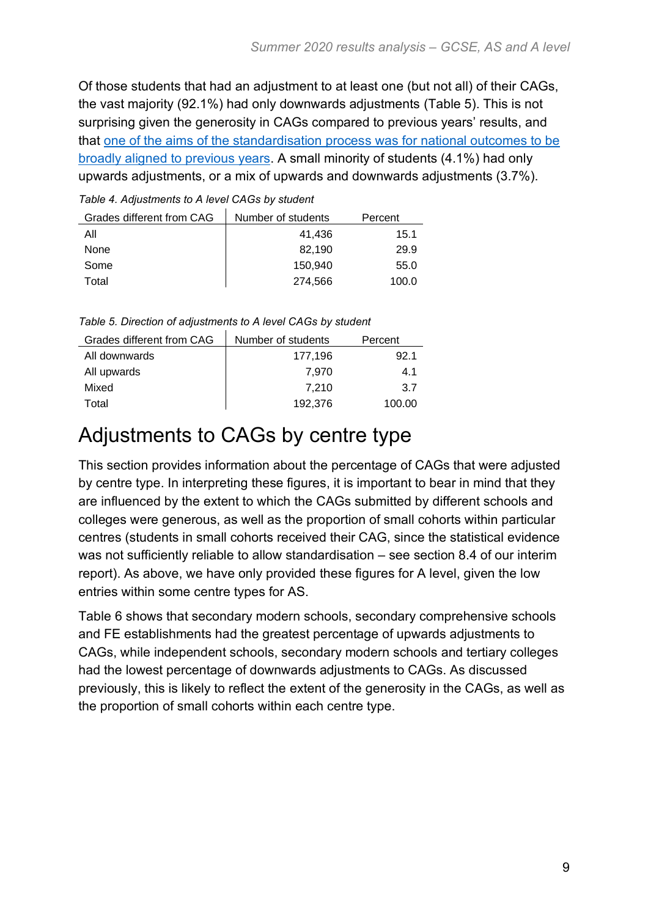Of those students that had an adjustment to at least one (but not all) of their CAGs, the vast majority (92.1%) had only downwards adjustments (Table 5). This is not surprising given the generosity in CAGs compared to previous years' results, and that one of the aims of the standardisation process was for national outcomes to be broadly aligned to previous years. A small minority of students (4.1%) had only upwards adjustments, or a mix of upwards and downwards adjustments (3.7%).

*Table 4. Adjustments to A level CAGs by student*

| Grades different from CAG | Number of students | Percent |
|---|---|---|
| All | 41,436 | 15.1 |
| None | 82,190 | 29.9 |
| Some | 150,940 | 55.0 |
| Total | 274,566 | 100.0 |

*Table 5. Direction of adjustments to A level CAGs by student*

| Grades different from CAG | Number of students | Percent |
|---|---|---|
| All downwards | 177,196 | 92.1 |
| All upwards | 7,970 | 4.1 |
| Mixed | 7,210 | 3.7 |
| Total | 192,376 | 100.00 |

# Adjustments to CAGs by centre type

This section provides information about the percentage of CAGs that were adjusted by centre type. In interpreting these figures, it is important to bear in mind that they are influenced by the extent to which the CAGs submitted by different schools and colleges were generous, as well as the proportion of small cohorts within particular centres (students in small cohorts received their CAG, since the statistical evidence was not sufficiently reliable to allow standardisation – see section 8.4 of our interim report). As above, we have only provided these figures for A level, given the low entries within some centre types for AS.

Table 6 shows that secondary modern schools, secondary comprehensive schools and FE establishments had the greatest percentage of upwards adjustments to CAGs, while independent schools, secondary modern schools and tertiary colleges had the lowest percentage of downwards adjustments to CAGs. As discussed previously, this is likely to reflect the extent of the generosity in the CAGs, as well as the proportion of small cohorts within each centre type.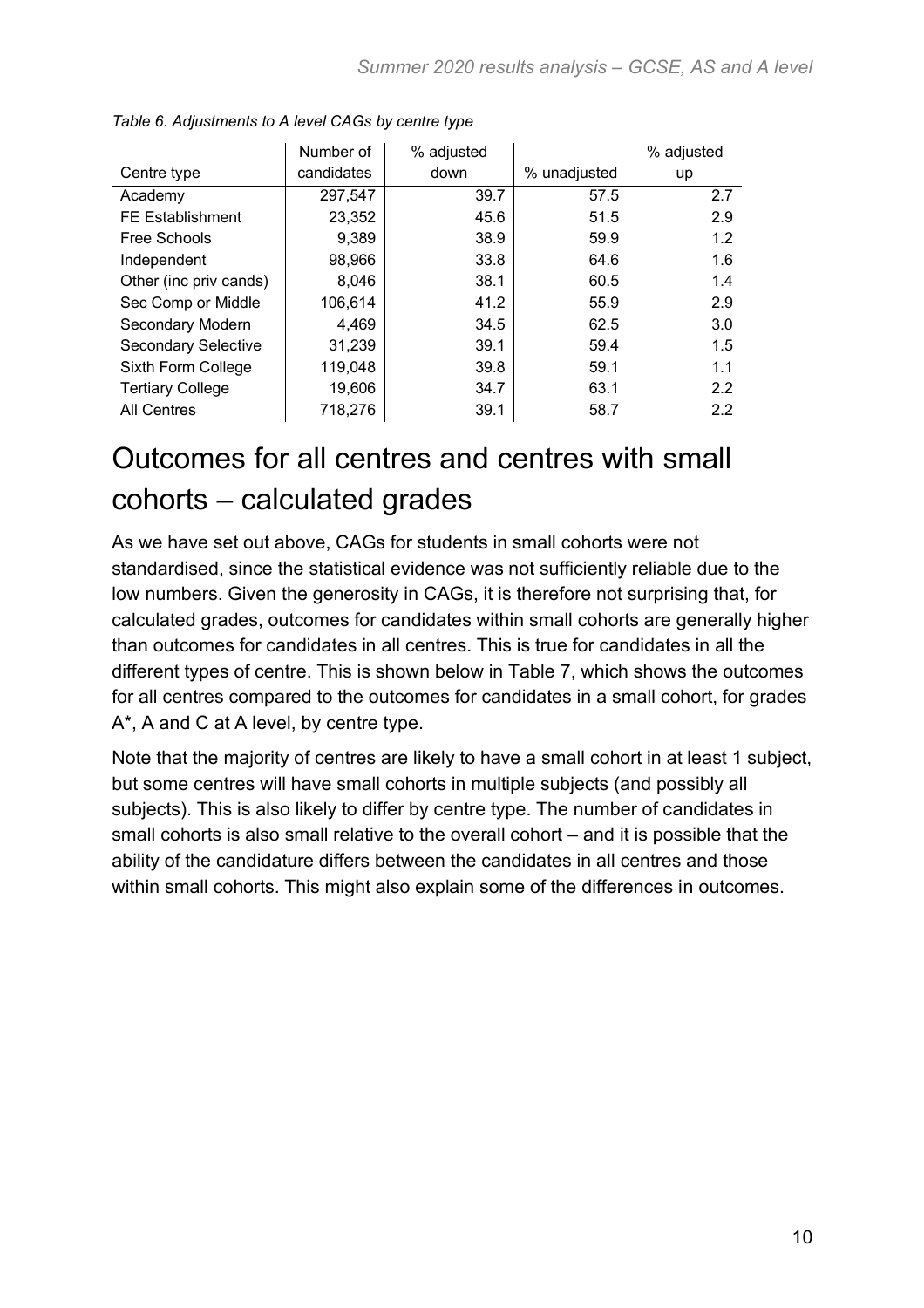*Table 6. Adjustments to A level CAGs by centre type*

| Centre type | Number of candidates | % adjusted down | % unadjusted | % adjusted up |
|---|---|---|---|---|
| Academy | 297,547 | 39.7 | 57.5 | 2.7 |
| FE Establishment | 23,352 | 45.6 | 51.5 | 2.9 |
| Free Schools | 9,389 | 38.9 | 59.9 | 1.2 |
| Independent | 98,966 | 33.8 | 64.6 | 1.6 |
| Other (inc priv cands) | 8,046 | 38.1 | 60.5 | 1.4 |
| Sec Comp or Middle | 106,614 | 41.2 | 55.9 | 2.9 |
| Secondary Modern | 4,469 | 34.5 | 62.5 | 3.0 |
| Secondary Selective | 31,239 | 39.1 | 59.4 | 1.5 |
| Sixth Form College | 119,048 | 39.8 | 59.1 | 1.1 |
| Tertiary College | 19,606 | 34.7 | 63.1 | 2.2 |
| All Centres | 718,276 | 39.1 | 58.7 | 2.2 |

# Outcomes for all centres and centres with small cohorts – calculated grades

As we have set out above, CAGs for students in small cohorts were not standardised, since the statistical evidence was not sufficiently reliable due to the low numbers. Given the generosity in CAGs, it is therefore not surprising that, for calculated grades, outcomes for candidates within small cohorts are generally higher than outcomes for candidates in all centres. This is true for candidates in all the different types of centre. This is shown below in Table 7, which shows the outcomes for all centres compared to the outcomes for candidates in a small cohort, for grades A*, A and C at A level, by centre type.

Note that the majority of centres are likely to have a small cohort in at least 1 subject, but some centres will have small cohorts in multiple subjects (and possibly all subjects). This is also likely to differ by centre type. The number of candidates in small cohorts is also small relative to the overall cohort – and it is possible that the ability of the candidature differs between the candidates in all centres and those within small cohorts. This might also explain some of the differences in outcomes.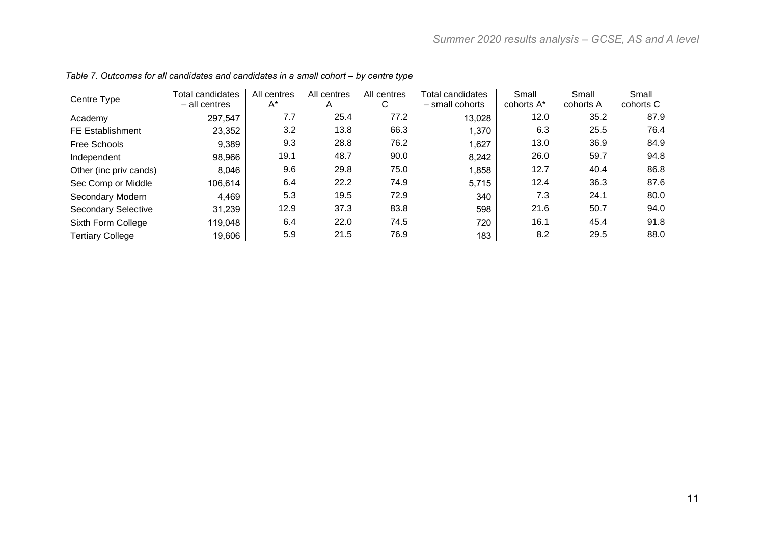*Table 7. Outcomes for all candidates and candidates in a small cohort – by centre type*

| Centre Type | Total candidates – all centres | All centres A* | All centres A | All centres C | Total candidates – small cohorts | Small cohorts A* | Small cohorts A | Small cohorts C |
|---|---|---|---|---|---|---|---|---|
| Academy | 297,547 | 7.7 | 25.4 | 77.2 | 13,028 | 12.0 | 35.2 | 87.9 |
| FE Establishment | 23,352 | 3.2 | 13.8 | 66.3 | 1,370 | 6.3 | 25.5 | 76.4 |
| Free Schools | 9,389 | 9.3 | 28.8 | 76.2 | 1,627 | 13.0 | 36.9 | 84.9 |
| Independent | 98,966 | 19.1 | 48.7 | 90.0 | 8,242 | 26.0 | 59.7 | 94.8 |
| Other (inc priv cands) | 8,046 | 9.6 | 29.8 | 75.0 | 1,858 | 12.7 | 40.4 | 86.8 |
| Sec Comp or Middle | 106,614 | 6.4 | 22.2 | 74.9 | 5,715 | 12.4 | 36.3 | 87.6 |
| Secondary Modern | 4,469 | 5.3 | 19.5 | 72.9 | 340 | 7.3 | 24.1 | 80.0 |
| Secondary Selective | 31,239 | 12.9 | 37.3 | 83.8 | 598 | 21.6 | 50.7 | 94.0 |
| Sixth Form College | 119,048 | 6.4 | 22.0 | 74.5 | 720 | 16.1 | 45.4 | 91.8 |
| Tertiary College | 19,606 | 5.9 | 21.5 | 76.9 | 183 | 8.2 | 29.5 | 88.0 |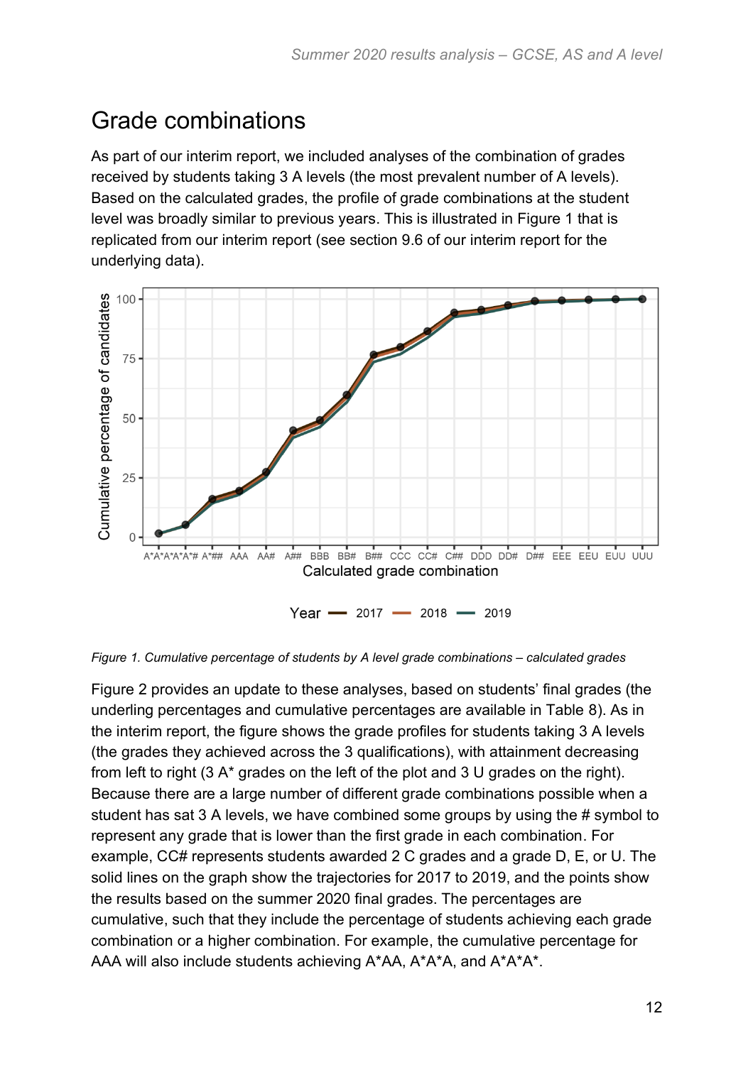## Grade combinations

As part of our interim report, we included analyses of the combination of grades received by students taking 3 A levels (the most prevalent number of A levels). Based on the calculated grades, the profile of grade combinations at the student level was broadly similar to previous years. This is illustrated in Figure 1 that is replicated from our interim report (see section 9.6 of our interim report for the underlying data).

*Figure 1. Cumulative percentage of students by A level grade combinations – calculated grades*

Figure 2 provides an update to these analyses, based on students' final grades (the underling percentages and cumulative percentages are available in Table 8). As in the interim report, the figure shows the grade profiles for students taking 3 A levels (the grades they achieved across the 3 qualifications), with attainment decreasing from left to right (3 A* grades on the left of the plot and 3 U grades on the right). Because there are a large number of different grade combinations possible when a student has sat 3 A levels, we have combined some groups by using the # symbol to represent any grade that is lower than the first grade in each combination. For example, CC# represents students awarded 2 C grades and a grade D, E, or U. The solid lines on the graph show the trajectories for 2017 to 2019, and the points show the results based on the summer 2020 final grades. The percentages are cumulative, such that they include the percentage of students achieving each grade combination or a higher combination. For example, the cumulative percentage for AAA will also include students achieving A*AA, A*A*A, and A*A*A*.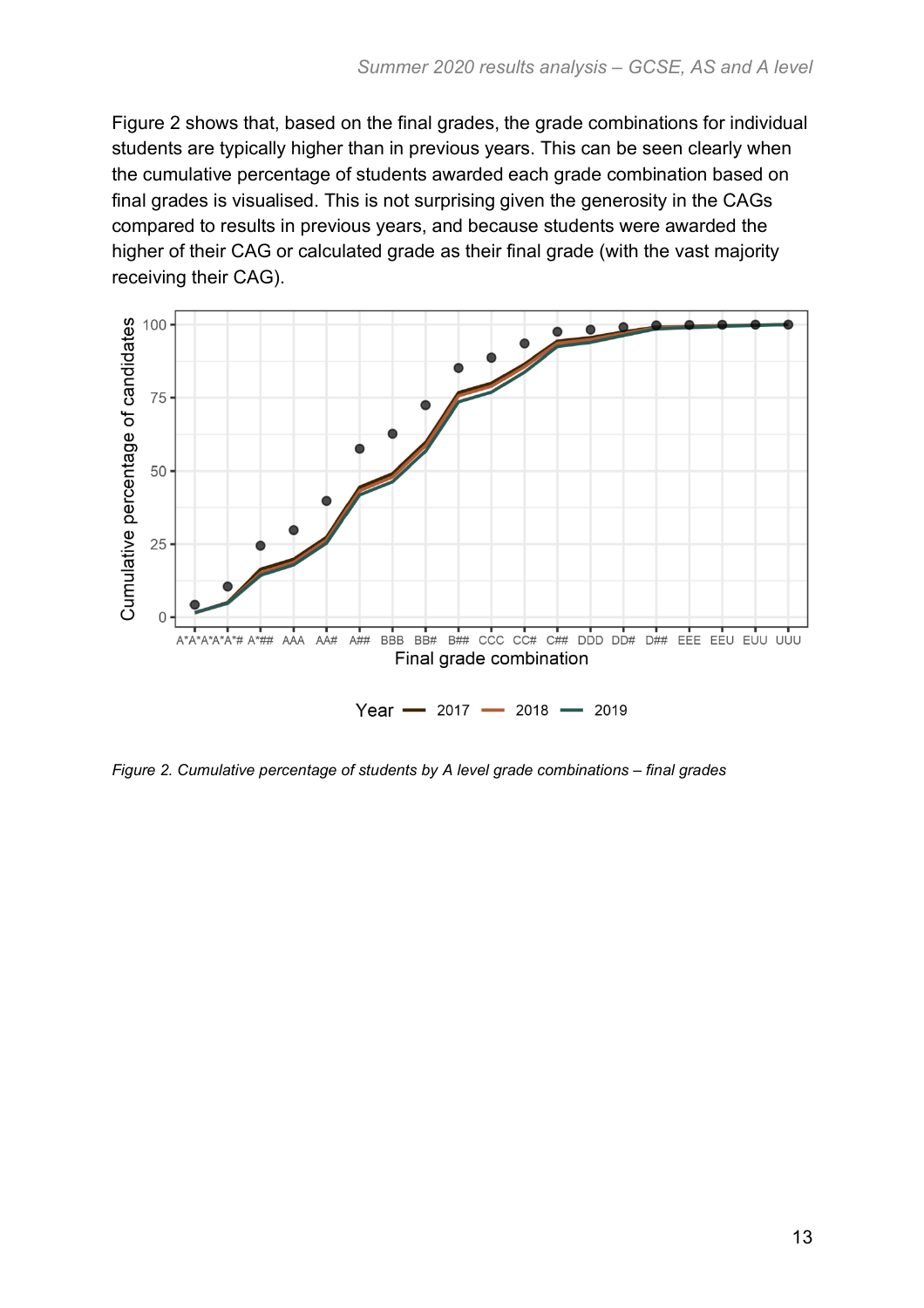Figure 2 shows that, based on the final grades, the grade combinations for individual students are typically higher than in previous years. This can be seen clearly when the cumulative percentage of students awarded each grade combination based on final grades is visualised. This is not surprising given the generosity in the CAGs compared to results in previous years, and because students were awarded the higher of their CAG or calculated grade as their final grade (with the vast majority receiving their CAG).

*Figure 2. Cumulative percentage of students by A level grade combinations – final grades*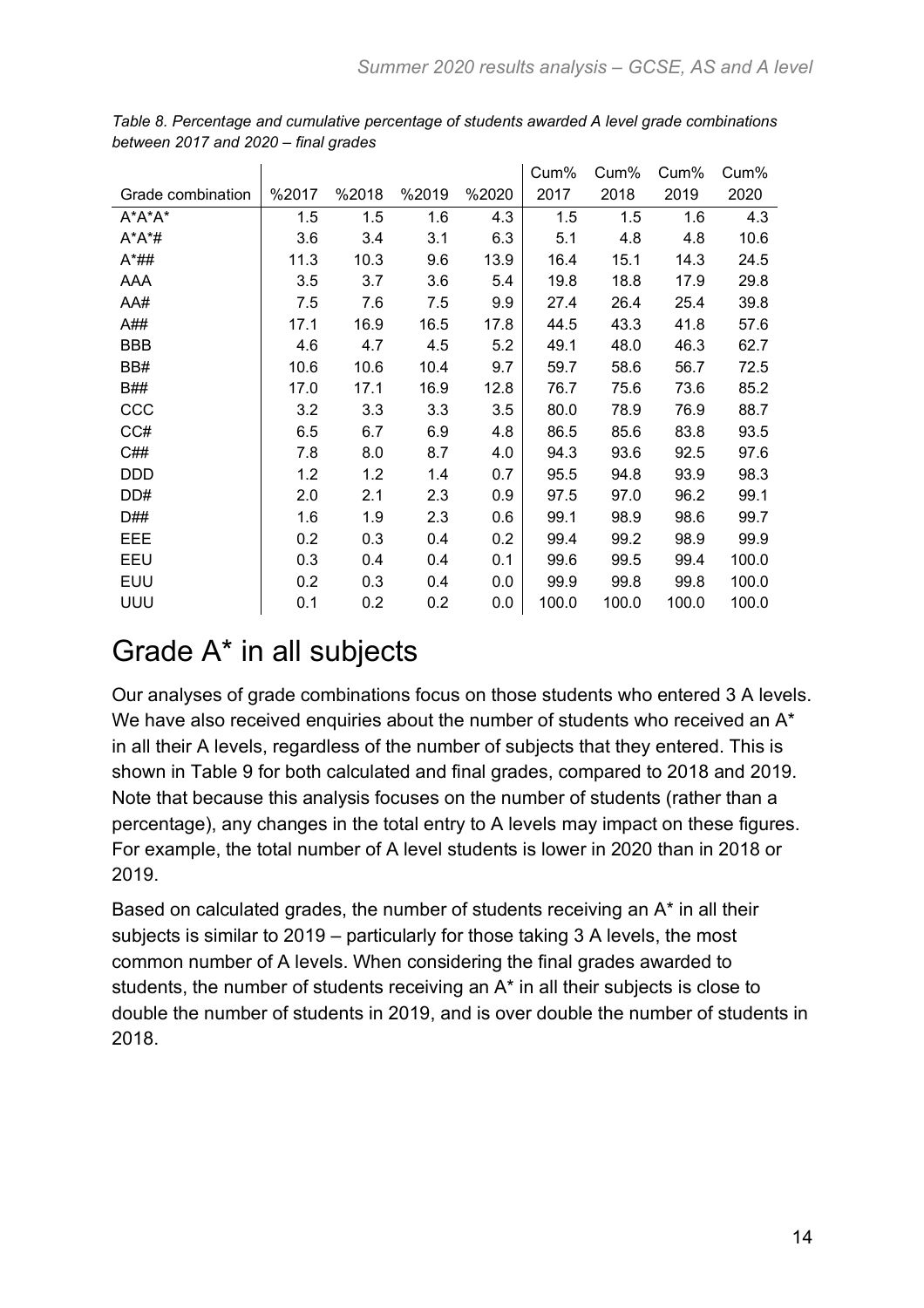*Table 8. Percentage and cumulative percentage of students awarded A level grade combinations between 2017 and 2020 – final grades*

| Grade combination | %2017 | %2018 | %2019 | %2020 | Cum% 2017 | Cum% 2018 | Cum% 2019 | Cum% 2020 |
|---|---|---|---|---|---|---|---|---|
| A*A*A* | 1.5 | 1.5 | 1.6 | 4.3 | 1.5 | 1.5 | 1.6 | 4.3 |
| A*A*# | 3.6 | 3.4 | 3.1 | 6.3 | 5.1 | 4.8 | 4.8 | 10.6 |
| A*## | 11.3 | 10.3 | 9.6 | 13.9 | 16.4 | 15.1 | 14.3 | 24.5 |
| AAA | 3.5 | 3.7 | 3.6 | 5.4 | 19.8 | 18.8 | 17.9 | 29.8 |
| AA# | 7.5 | 7.6 | 7.5 | 9.9 | 27.4 | 26.4 | 25.4 | 39.8 |
| A## | 17.1 | 16.9 | 16.5 | 17.8 | 44.5 | 43.3 | 41.8 | 57.6 |
| BBB | 4.6 | 4.7 | 4.5 | 5.2 | 49.1 | 48.0 | 46.3 | 62.7 |
| BB# | 10.6 | 10.6 | 10.4 | 9.7 | 59.7 | 58.6 | 56.7 | 72.5 |
| B## | 17.0 | 17.1 | 16.9 | 12.8 | 76.7 | 75.6 | 73.6 | 85.2 |
| CCC | 3.2 | 3.3 | 3.3 | 3.5 | 80.0 | 78.9 | 76.9 | 88.7 |
| CC# | 6.5 | 6.7 | 6.9 | 4.8 | 86.5 | 85.6 | 83.8 | 93.5 |
| C## | 7.8 | 8.0 | 8.7 | 4.0 | 94.3 | 93.6 | 92.5 | 97.6 |
| DDD | 1.2 | 1.2 | 1.4 | 0.7 | 95.5 | 94.8 | 93.9 | 98.3 |
| DD# | 2.0 | 2.1 | 2.3 | 0.9 | 97.5 | 97.0 | 96.2 | 99.1 |
| D## | 1.6 | 1.9 | 2.3 | 0.6 | 99.1 | 98.9 | 98.6 | 99.7 |
| EEE | 0.2 | 0.3 | 0.4 | 0.2 | 99.4 | 99.2 | 98.9 | 99.9 |
| EEU | 0.3 | 0.4 | 0.4 | 0.1 | 99.6 | 99.5 | 99.4 | 100.0 |
| EUU | 0.2 | 0.3 | 0.4 | 0.0 | 99.9 | 99.8 | 99.8 | 100.0 |
| UUU | 0.1 | 0.2 | 0.2 | 0.0 | 100.0 | 100.0 | 100.0 | 100.0 |

# Grade A* in all subjects

Our analyses of grade combinations focus on those students who entered 3 A levels. We have also received enquiries about the number of students who received an A* in all their A levels, regardless of the number of subjects that they entered. This is shown in Table 9 for both calculated and final grades, compared to 2018 and 2019. Note that because this analysis focuses on the number of students (rather than a percentage), any changes in the total entry to A levels may impact on these figures. For example, the total number of A level students is lower in 2020 than in 2018 or 2019.

Based on calculated grades, the number of students receiving an A* in all their subjects is similar to 2019 – particularly for those taking 3 A levels, the most common number of A levels. When considering the final grades awarded to students, the number of students receiving an A* in all their subjects is close to double the number of students in 2019, and is over double the number of students in 2018.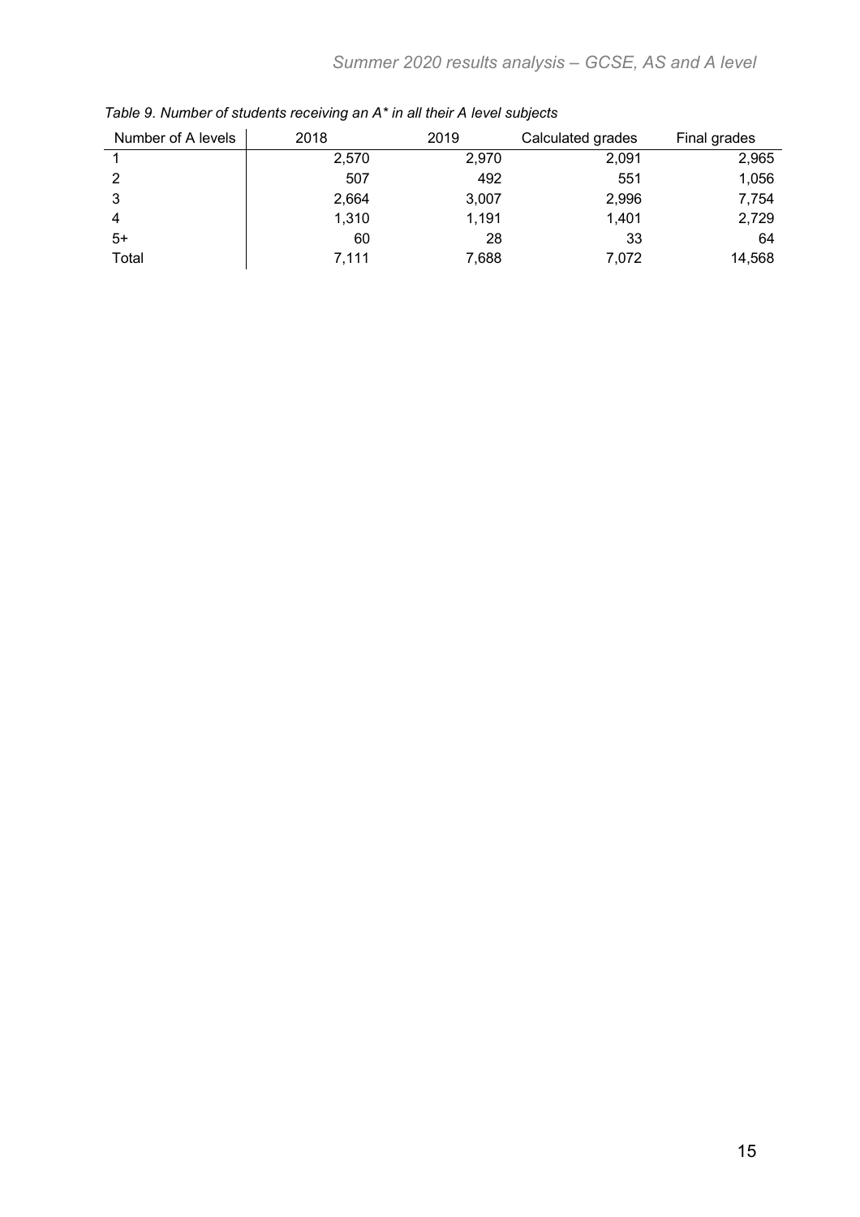*Table 9. Number of students receiving an A* in all their A level subjects*

| Number of A levels | 2018 | 2019 | Calculated grades | Final grades |
|---|---|---|---|---|
| 1 | 2,570 | 2,970 | 2,091 | 2,965 |
| 2 | 507 | 492 | 551 | 1,056 |
| 3 | 2,664 | 3,007 | 2,996 | 7,754 |
| 4 | 1,310 | 1,191 | 1,401 | 2,729 |
| 5+ | 60 | 28 | 33 | 64 |
| Total | 7,111 | 7,688 | 7,072 | 14,568 |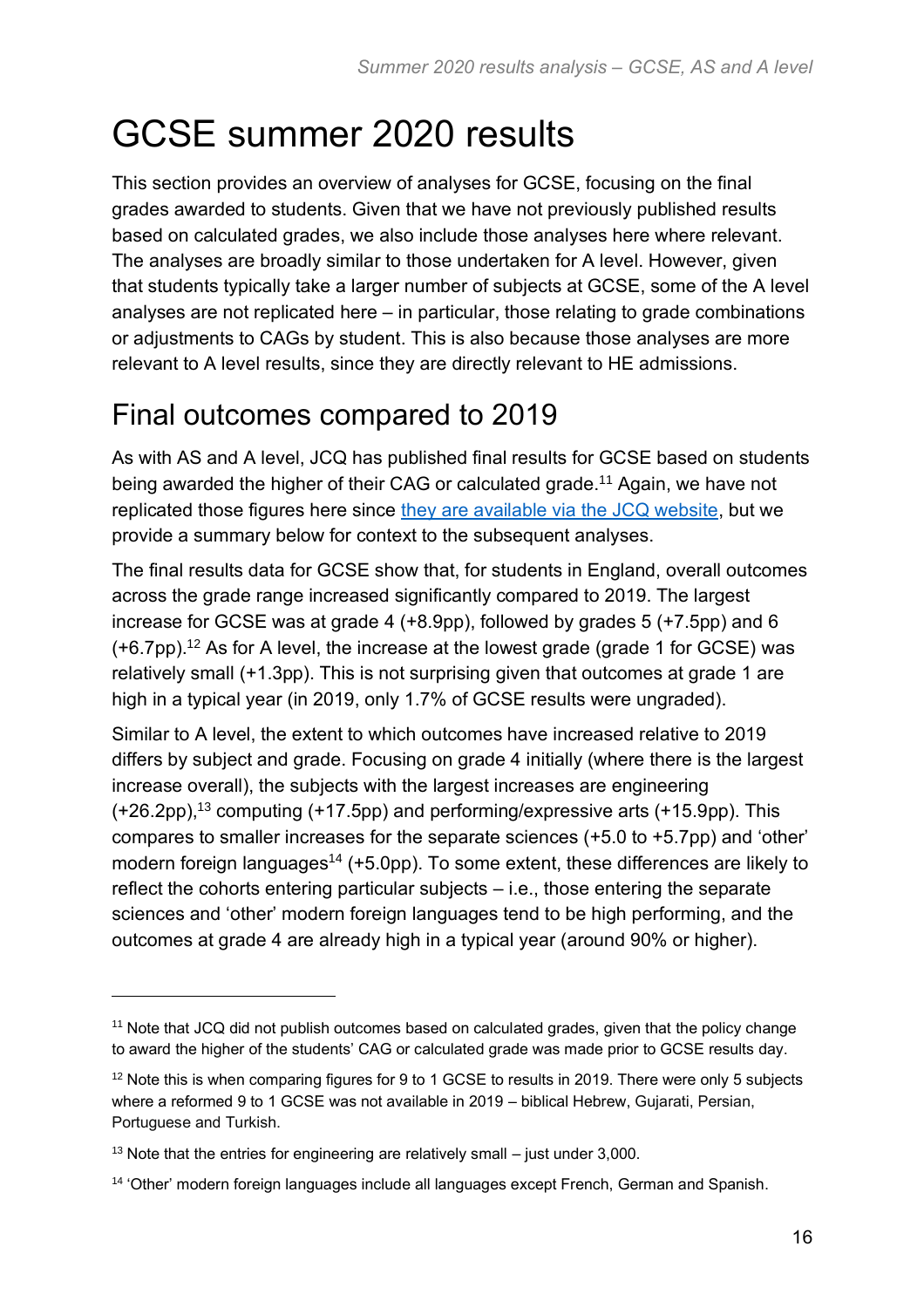# GCSE summer 2020 results

This section provides an overview of analyses for GCSE, focusing on the final grades awarded to students. Given that we have not previously published results based on calculated grades, we also include those analyses here where relevant. The analyses are broadly similar to those undertaken for A level. However, given that students typically take a larger number of subjects at GCSE, some of the A level analyses are not replicated here – in particular, those relating to grade combinations or adjustments to CAGs by student. This is also because those analyses are more relevant to A level results, since they are directly relevant to HE admissions.

## Final outcomes compared to 2019

As with AS and A level, JCQ has published final results for GCSE based on students being awarded the higher of their CAG or calculated grade.[11] Again, we have not replicated those figures here since they are available via the JCQ website, but we provide a summary below for context to the subsequent analyses.

The final results data for GCSE show that, for students in England, overall outcomes across the grade range increased significantly compared to 2019. The largest increase for GCSE was at grade 4 (+8.9pp), followed by grades 5 (+7.5pp) and 6 (+6.7pp).[12] As for A level, the increase at the lowest grade (grade 1 for GCSE) was relatively small (+1.3pp). This is not surprising given that outcomes at grade 1 are high in a typical year (in 2019, only 1.7% of GCSE results were ungraded).

Similar to A level, the extent to which outcomes have increased relative to 2019 differs by subject and grade. Focusing on grade 4 initially (where there is the largest increase overall), the subjects with the largest increases are engineering (+26.2pp),[13] computing (+17.5pp) and performing/expressive arts (+15.9pp). This compares to smaller increases for the separate sciences (+5.0 to +5.7pp) and 'other' modern foreign languages[14] (+5.0pp). To some extent, these differences are likely to reflect the cohorts entering particular subjects – i.e., those entering the separate sciences and 'other' modern foreign languages tend to be high performing, and the outcomes at grade 4 are already high in a typical year (around 90% or higher).

---

[11] Note that JCQ did not publish outcomes based on calculated grades, given that the policy change to award the higher of the students' CAG or calculated grade was made prior to GCSE results day.

[12] Note this is when comparing figures for 9 to 1 GCSE to results in 2019. There were only 5 subjects where a reformed 9 to 1 GCSE was not available in 2019 – biblical Hebrew, Gujarati, Persian, Portuguese and Turkish.

[13] Note that the entries for engineering are relatively small – just under 3,000.

[14] 'Other' modern foreign languages include all languages except French, German and Spanish.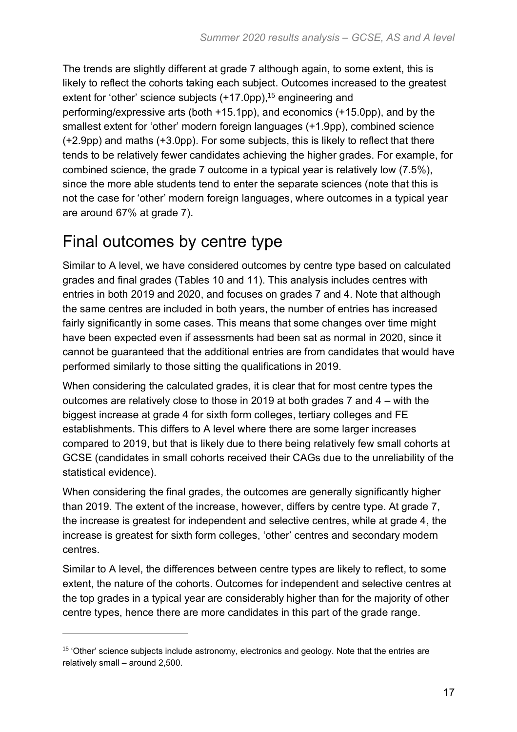The trends are slightly different at grade 7 although again, to some extent, this is likely to reflect the cohorts taking each subject. Outcomes increased to the greatest extent for 'other' science subjects (+17.0pp),[15] engineering and performing/expressive arts (both +15.1pp), and economics (+15.0pp), and by the smallest extent for 'other' modern foreign languages (+1.9pp), combined science (+2.9pp) and maths (+3.0pp). For some subjects, this is likely to reflect that there tends to be relatively fewer candidates achieving the higher grades. For example, for combined science, the grade 7 outcome in a typical year is relatively low (7.5%), since the more able students tend to enter the separate sciences (note that this is not the case for 'other' modern foreign languages, where outcomes in a typical year are around 67% at grade 7).

# Final outcomes by centre type

Similar to A level, we have considered outcomes by centre type based on calculated grades and final grades (Tables 10 and 11). This analysis includes centres with entries in both 2019 and 2020, and focuses on grades 7 and 4. Note that although the same centres are included in both years, the number of entries has increased fairly significantly in some cases. This means that some changes over time might have been expected even if assessments had been sat as normal in 2020, since it cannot be guaranteed that the additional entries are from candidates that would have performed similarly to those sitting the qualifications in 2019.

When considering the calculated grades, it is clear that for most centre types the outcomes are relatively close to those in 2019 at both grades 7 and 4 – with the biggest increase at grade 4 for sixth form colleges, tertiary colleges and FE establishments. This differs to A level where there are some larger increases compared to 2019, but that is likely due to there being relatively few small cohorts at GCSE (candidates in small cohorts received their CAGs due to the unreliability of the statistical evidence).

When considering the final grades, the outcomes are generally significantly higher than 2019. The extent of the increase, however, differs by centre type. At grade 7, the increase is greatest for independent and selective centres, while at grade 4, the increase is greatest for sixth form colleges, 'other' centres and secondary modern centres.

Similar to A level, the differences between centre types are likely to reflect, to some extent, the nature of the cohorts. Outcomes for independent and selective centres at the top grades in a typical year are considerably higher than for the majority of other centre types, hence there are more candidates in this part of the grade range.

---

[15] 'Other' science subjects include astronomy, electronics and geology. Note that the entries are relatively small – around 2,500.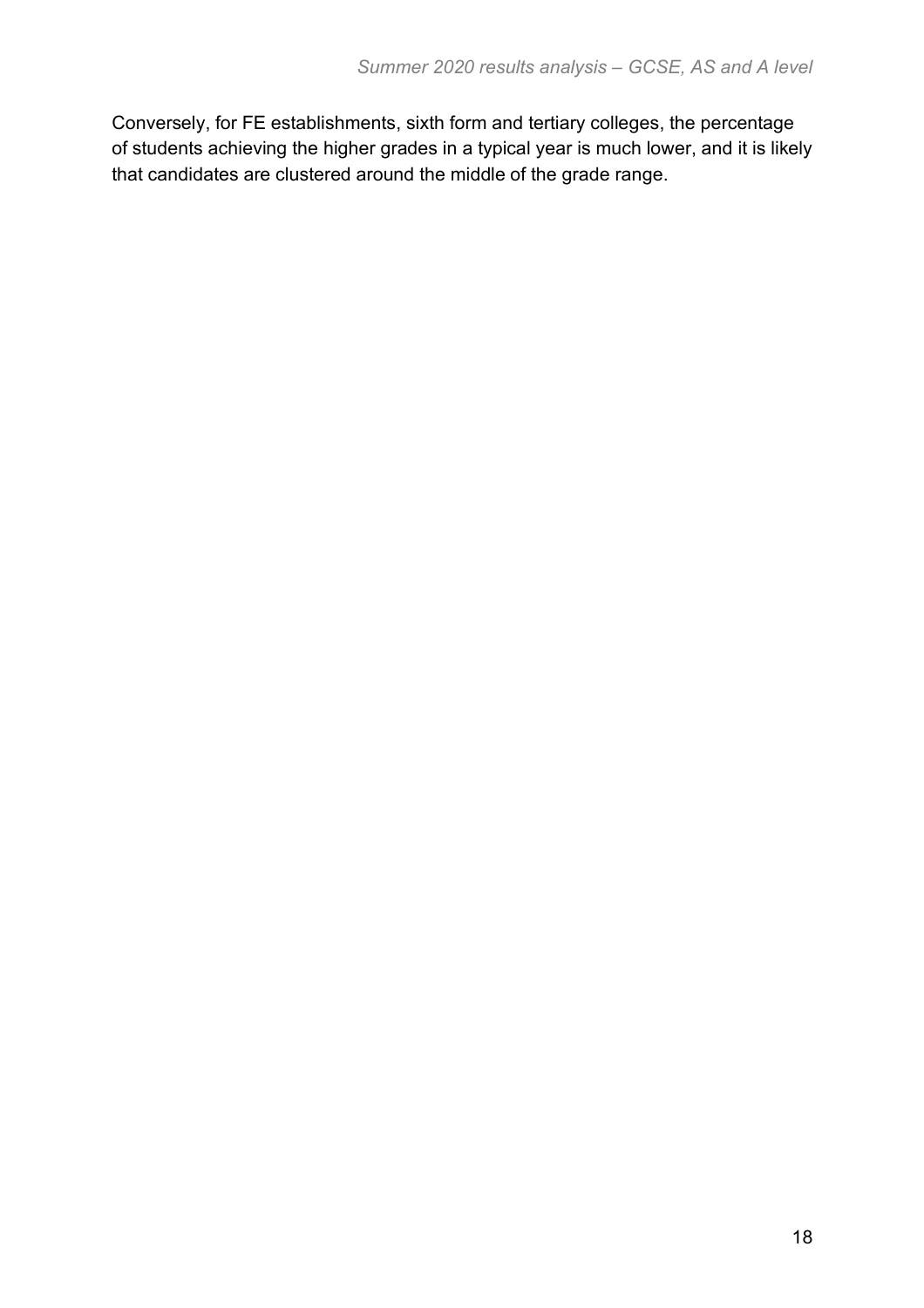Conversely, for FE establishments, sixth form and tertiary colleges, the percentage of students achieving the higher grades in a typical year is much lower, and it is likely that candidates are clustered around the middle of the grade range.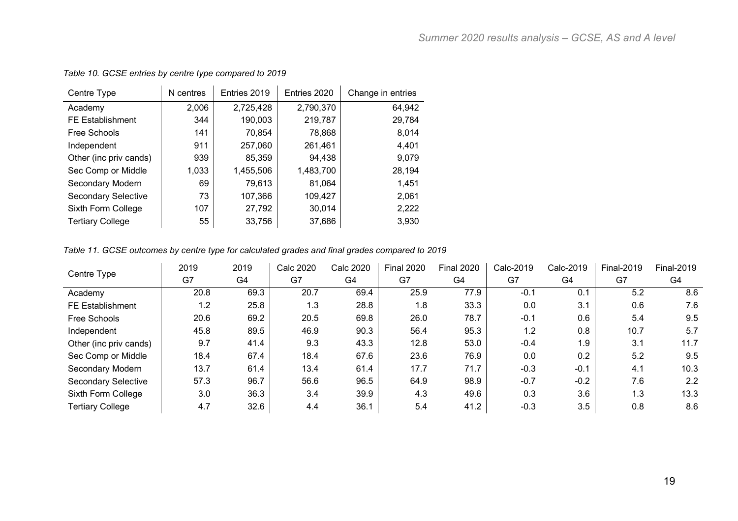*Table 10. GCSE entries by centre type compared to 2019*

| Centre Type | N centres | Entries 2019 | Entries 2020 | Change in entries |
|---|---|---|---|---|
| Academy | 2,006 | 2,725,428 | 2,790,370 | 64,942 |
| FE Establishment | 344 | 190,003 | 219,787 | 29,784 |
| Free Schools | 141 | 70,854 | 78,868 | 8,014 |
| Independent | 911 | 257,060 | 261,461 | 4,401 |
| Other (inc priv cands) | 939 | 85,359 | 94,438 | 9,079 |
| Sec Comp or Middle | 1,033 | 1,455,506 | 1,483,700 | 28,194 |
| Secondary Modern | 69 | 79,613 | 81,064 | 1,451 |
| Secondary Selective | 73 | 107,366 | 109,427 | 2,061 |
| Sixth Form College | 107 | 27,792 | 30,014 | 2,222 |
| Tertiary College | 55 | 33,756 | 37,686 | 3,930 |

*Table 11. GCSE outcomes by centre type for calculated grades and final grades compared to 2019*

| Centre Type | 2019 G7 | 2019 G4 | Calc 2020 G7 | Calc 2020 G4 | Final 2020 G7 | Final 2020 G4 | Calc-2019 G7 | Calc-2019 G4 | Final-2019 G7 | Final-2019 G4 |
|---|---|---|---|---|---|---|---|---|---|---|
| Academy | 20.8 | 69.3 | 20.7 | 69.4 | 25.9 | 77.9 | -0.1 | 0.1 | 5.2 | 8.6 |
| FE Establishment | 1.2 | 25.8 | 1.3 | 28.8 | 1.8 | 33.3 | 0.0 | 3.1 | 0.6 | 7.6 |
| Free Schools | 20.6 | 69.2 | 20.5 | 69.8 | 26.0 | 78.7 | -0.1 | 0.6 | 5.4 | 9.5 |
| Independent | 45.8 | 89.5 | 46.9 | 90.3 | 56.4 | 95.3 | 1.2 | 0.8 | 10.7 | 5.7 |
| Other (inc priv cands) | 9.7 | 41.4 | 9.3 | 43.3 | 12.8 | 53.0 | -0.4 | 1.9 | 3.1 | 11.7 |
| Sec Comp or Middle | 18.4 | 67.4 | 18.4 | 67.6 | 23.6 | 76.9 | 0.0 | 0.2 | 5.2 | 9.5 |
| Secondary Modern | 13.7 | 61.4 | 13.4 | 61.4 | 17.7 | 71.7 | -0.3 | -0.1 | 4.1 | 10.3 |
| Secondary Selective | 57.3 | 96.7 | 56.6 | 96.5 | 64.9 | 98.9 | -0.7 | -0.2 | 7.6 | 2.2 |
| Sixth Form College | 3.0 | 36.3 | 3.4 | 39.9 | 4.3 | 49.6 | 0.3 | 3.6 | 1.3 | 13.3 |
| Tertiary College | 4.7 | 32.6 | 4.4 | 36.1 | 5.4 | 41.2 | -0.3 | 3.5 | 0.8 | 8.6 |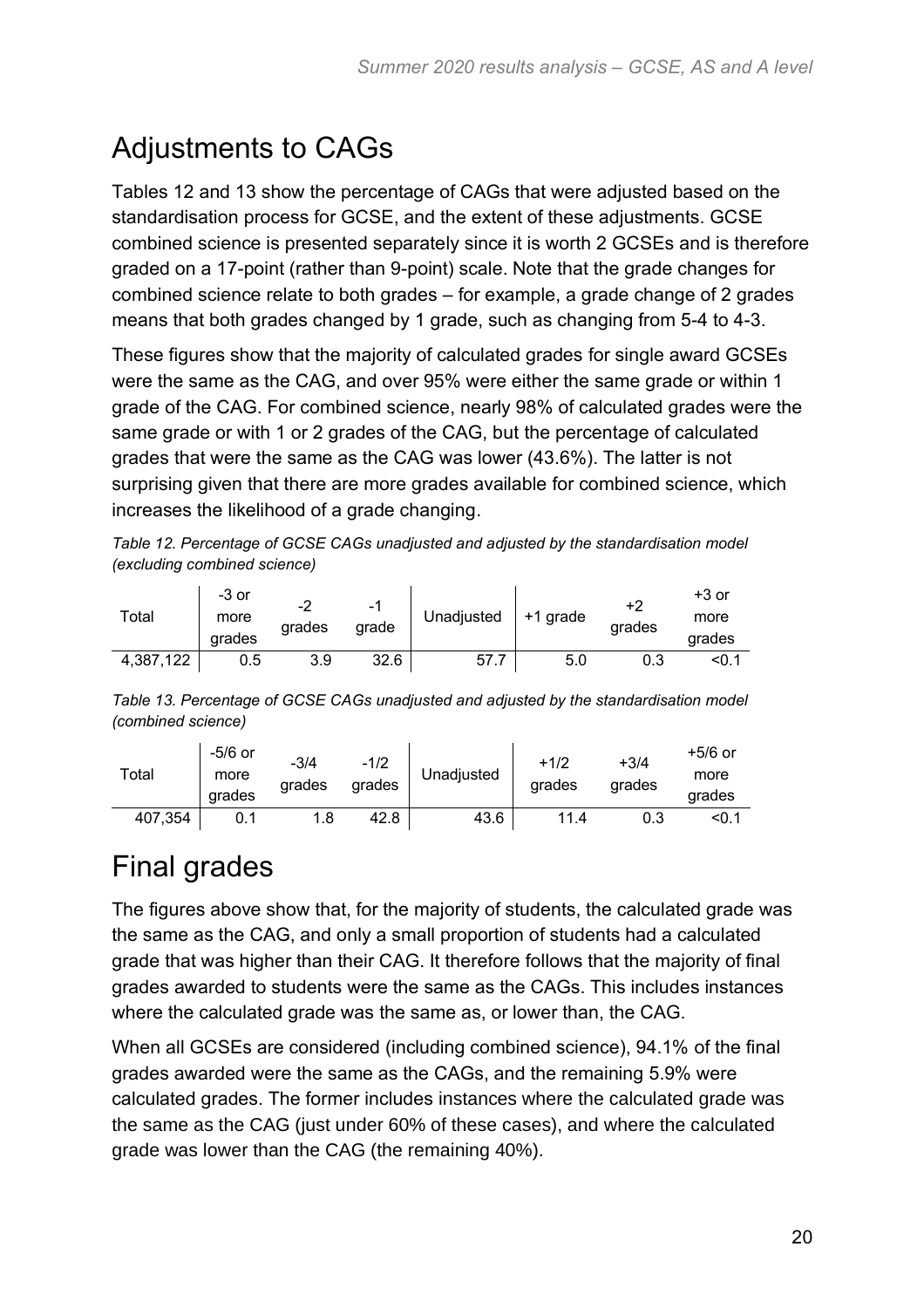## Adjustments to CAGs

Tables 12 and 13 show the percentage of CAGs that were adjusted based on the standardisation process for GCSE, and the extent of these adjustments. GCSE combined science is presented separately since it is worth 2 GCSEs and is therefore graded on a 17-point (rather than 9-point) scale. Note that the grade changes for combined science relate to both grades – for example, a grade change of 2 grades means that both grades changed by 1 grade, such as changing from 5-4 to 4-3.

These figures show that the majority of calculated grades for single award GCSEs were the same as the CAG, and over 95% were either the same grade or within 1 grade of the CAG. For combined science, nearly 98% of calculated grades were the same grade or with 1 or 2 grades of the CAG, but the percentage of calculated grades that were the same as the CAG was lower (43.6%). The latter is not surprising given that there are more grades available for combined science, which increases the likelihood of a grade changing.

*Table 12. Percentage of GCSE CAGs unadjusted and adjusted by the standardisation model (excluding combined science)*

| Total | -3 or more grades | -2 grades | -1 grade | Unadjusted | +1 grade | +2 grades | +3 or more grades |
|---|---|---|---|---|---|---|---|
| 4,387,122 | 0.5 | 3.9 | 32.6 | 57.7 | 5.0 | 0.3 | <0.1 |

*Table 13. Percentage of GCSE CAGs unadjusted and adjusted by the standardisation model (combined science)*

| Total | -5/6 or more grades | -3/4 grades | -1/2 grades | Unadjusted | +1/2 grades | +3/4 grades | +5/6 or more grades |
|---|---|---|---|---|---|---|---|
| 407,354 | 0.1 | 1.8 | 42.8 | 43.6 | 11.4 | 0.3 | <0.1 |

## Final grades

The figures above show that, for the majority of students, the calculated grade was the same as the CAG, and only a small proportion of students had a calculated grade that was higher than their CAG. It therefore follows that the majority of final grades awarded to students were the same as the CAGs. This includes instances where the calculated grade was the same as, or lower than, the CAG.

When all GCSEs are considered (including combined science), 94.1% of the final grades awarded were the same as the CAGs, and the remaining 5.9% were calculated grades. The former includes instances where the calculated grade was the same as the CAG (just under 60% of these cases), and where the calculated grade was lower than the CAG (the remaining 40%).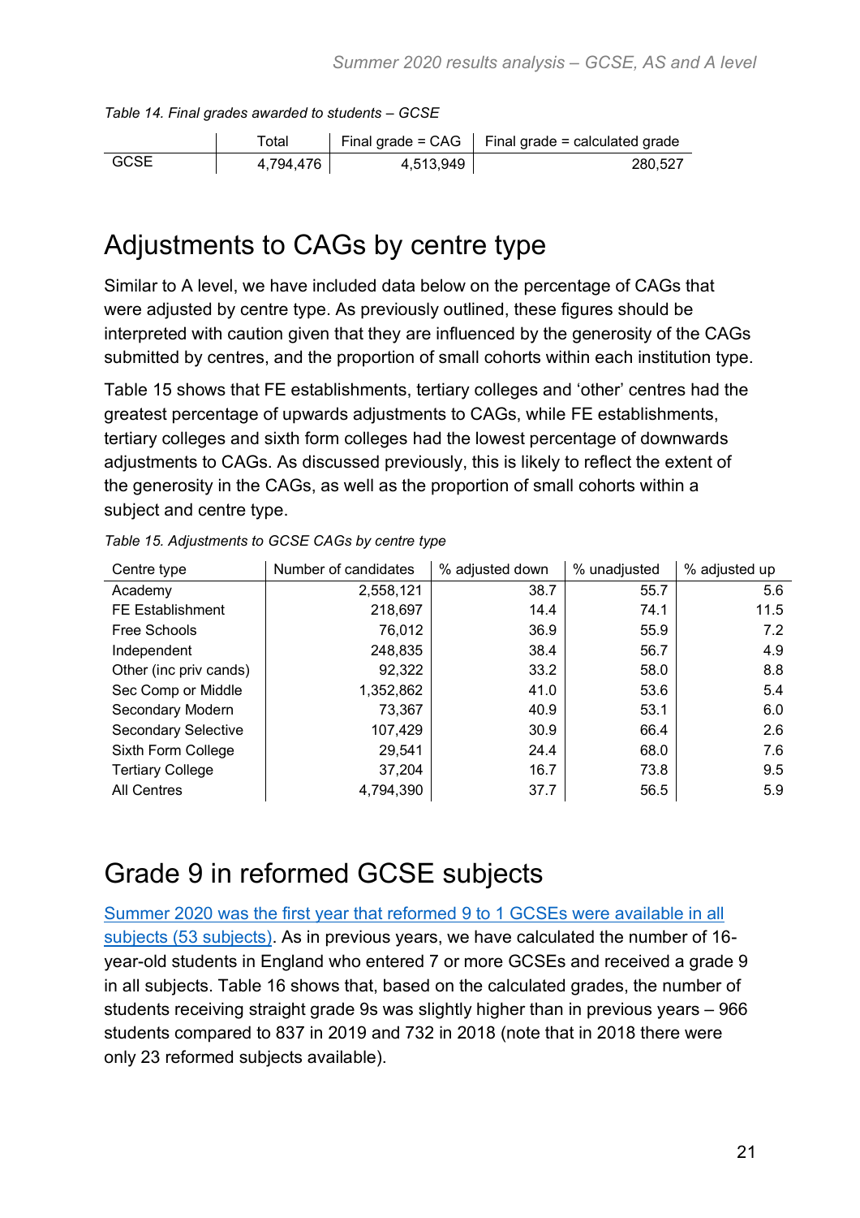*Table 14. Final grades awarded to students – GCSE*

| | Total | Final grade = CAG | Final grade = calculated grade |
|---|---|---|---|
| GCSE | 4,794,476 | 4,513,949 | 280,527 |

## Adjustments to CAGs by centre type

Similar to A level, we have included data below on the percentage of CAGs that were adjusted by centre type. As previously outlined, these figures should be interpreted with caution given that they are influenced by the generosity of the CAGs submitted by centres, and the proportion of small cohorts within each institution type.

Table 15 shows that FE establishments, tertiary colleges and 'other' centres had the greatest percentage of upwards adjustments to CAGs, while FE establishments, tertiary colleges and sixth form colleges had the lowest percentage of downwards adjustments to CAGs. As discussed previously, this is likely to reflect the extent of the generosity in the CAGs, as well as the proportion of small cohorts within a subject and centre type.

*Table 15. Adjustments to GCSE CAGs by centre type*

| Centre type | Number of candidates | % adjusted down | % unadjusted | % adjusted up |
|---|---|---|---|---|
| Academy | 2,558,121 | 38.7 | 55.7 | 5.6 |
| FE Establishment | 218,697 | 14.4 | 74.1 | 11.5 |
| Free Schools | 76,012 | 36.9 | 55.9 | 7.2 |
| Independent | 248,835 | 38.4 | 56.7 | 4.9 |
| Other (inc priv cands) | 92,322 | 33.2 | 58.0 | 8.8 |
| Sec Comp or Middle | 1,352,862 | 41.0 | 53.6 | 5.4 |
| Secondary Modern | 73,367 | 40.9 | 53.1 | 6.0 |
| Secondary Selective | 107,429 | 30.9 | 66.4 | 2.6 |
| Sixth Form College | 29,541 | 24.4 | 68.0 | 7.6 |
| Tertiary College | 37,204 | 16.7 | 73.8 | 9.5 |
| All Centres | 4,794,390 | 37.7 | 56.5 | 5.9 |

## Grade 9 in reformed GCSE subjects

Summer 2020 was the first year that reformed 9 to 1 GCSEs were available in all subjects (53 subjects). As in previous years, we have calculated the number of 16-year-old students in England who entered 7 or more GCSEs and received a grade 9 in all subjects. Table 16 shows that, based on the calculated grades, the number of students receiving straight grade 9s was slightly higher than in previous years – 966 students compared to 837 in 2019 and 732 in 2018 (note that in 2018 there were only 23 reformed subjects available).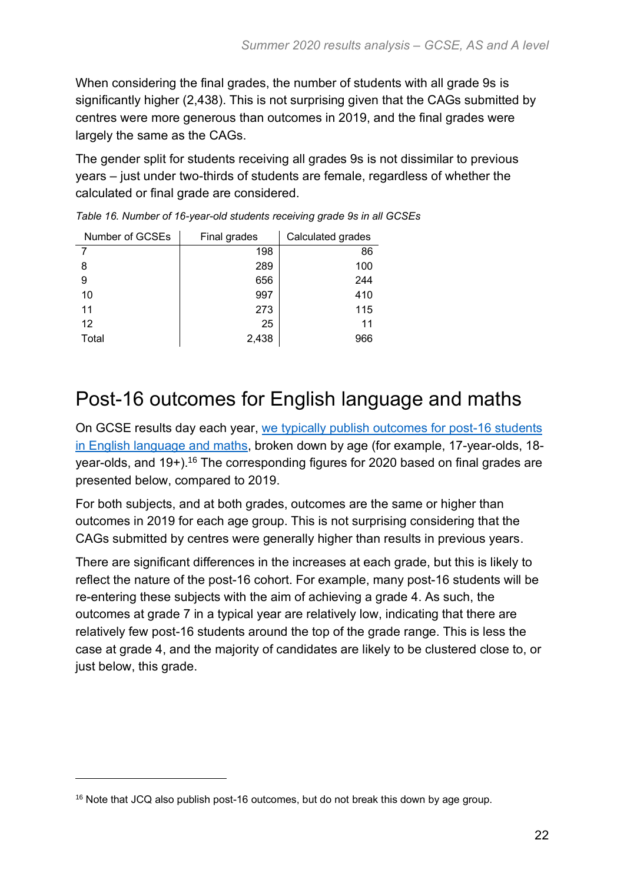When considering the final grades, the number of students with all grade 9s is significantly higher (2,438). This is not surprising given that the CAGs submitted by centres were more generous than outcomes in 2019, and the final grades were largely the same as the CAGs.

The gender split for students receiving all grades 9s is not dissimilar to previous years – just under two-thirds of students are female, regardless of whether the calculated or final grade are considered.

*Table 16. Number of 16-year-old students receiving grade 9s in all GCSEs*

| Number of GCSEs | Final grades | Calculated grades |
|---|---|---|
| 7 | 198 | 86 |
| 8 | 289 | 100 |
| 9 | 656 | 244 |
| 10 | 997 | 410 |
| 11 | 273 | 115 |
| 12 | 25 | 11 |
| Total | 2,438 | 966 |

# Post-16 outcomes for English language and maths

On GCSE results day each year, we typically publish outcomes for post-16 students in English language and maths, broken down by age (for example, 17-year-olds, 18-year-olds, and 19+).[16] The corresponding figures for 2020 based on final grades are presented below, compared to 2019.

For both subjects, and at both grades, outcomes are the same or higher than outcomes in 2019 for each age group. This is not surprising considering that the CAGs submitted by centres were generally higher than results in previous years.

There are significant differences in the increases at each grade, but this is likely to reflect the nature of the post-16 cohort. For example, many post-16 students will be re-entering these subjects with the aim of achieving a grade 4. As such, the outcomes at grade 7 in a typical year are relatively low, indicating that there are relatively few post-16 students around the top of the grade range. This is less the case at grade 4, and the majority of candidates are likely to be clustered close to, or just below, this grade.

[16] Note that JCQ also publish post-16 outcomes, but do not break this down by age group.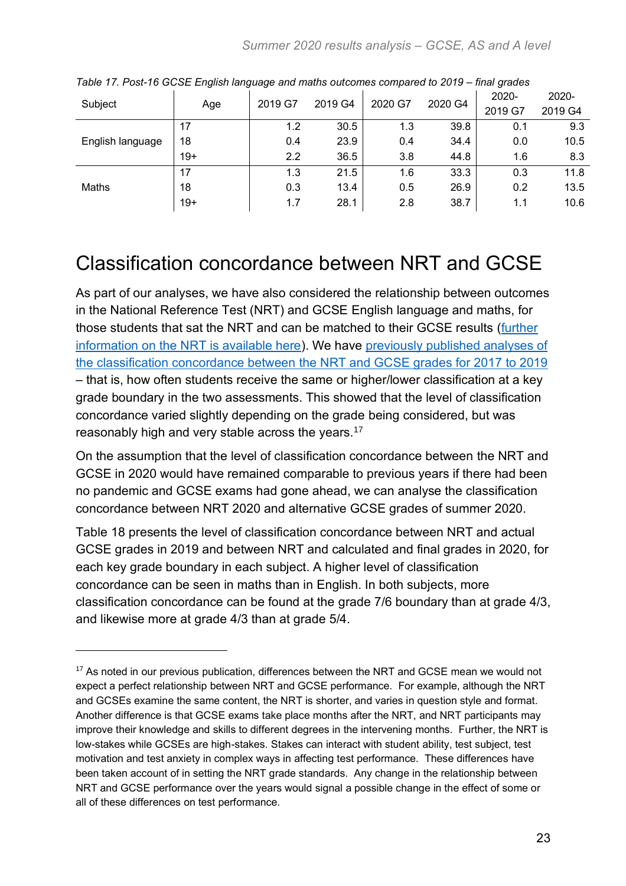*Table 17. Post-16 GCSE English language and maths outcomes compared to 2019 – final grades*

| Subject | Age | 2019 G7 | 2019 G4 | 2020 G7 | 2020 G4 | 2020-2019 G7 | 2020-2019 G4 |
|---|---|---|---|---|---|---|---|
| English language | 17 | 1.2 | 30.5 | 1.3 | 39.8 | 0.1 | 9.3 |
| | 18 | 0.4 | 23.9 | 0.4 | 34.4 | 0.0 | 10.5 |
| | 19+ | 2.2 | 36.5 | 3.8 | 44.8 | 1.6 | 8.3 |
| Maths | 17 | 1.3 | 21.5 | 1.6 | 33.3 | 0.3 | 11.8 |
| | 18 | 0.3 | 13.4 | 0.5 | 26.9 | 0.2 | 13.5 |
| | 19+ | 1.7 | 28.1 | 2.8 | 38.7 | 1.1 | 10.6 |

# Classification concordance between NRT and GCSE

As part of our analyses, we have also considered the relationship between outcomes in the National Reference Test (NRT) and GCSE English language and maths, for those students that sat the NRT and can be matched to their GCSE results (further information on the NRT is available here). We have previously published analyses of the classification concordance between the NRT and GCSE grades for 2017 to 2019 – that is, how often students receive the same or higher/lower classification at a key grade boundary in the two assessments. This showed that the level of classification concordance varied slightly depending on the grade being considered, but was reasonably high and very stable across the years.[17]

On the assumption that the level of classification concordance between the NRT and GCSE in 2020 would have remained comparable to previous years if there had been no pandemic and GCSE exams had gone ahead, we can analyse the classification concordance between NRT 2020 and alternative GCSE grades of summer 2020.

Table 18 presents the level of classification concordance between NRT and actual GCSE grades in 2019 and between NRT and calculated and final grades in 2020, for each key grade boundary in each subject. A higher level of classification concordance can be seen in maths than in English. In both subjects, more classification concordance can be found at the grade 7/6 boundary than at grade 4/3, and likewise more at grade 4/3 than at grade 5/4.

---

[17] As noted in our previous publication, differences between the NRT and GCSE mean we would not expect a perfect relationship between NRT and GCSE performance. For example, although the NRT and GCSEs examine the same content, the NRT is shorter, and varies in question style and format. Another difference is that GCSE exams take place months after the NRT, and NRT participants may improve their knowledge and skills to different degrees in the intervening months. Further, the NRT is low-stakes while GCSEs are high-stakes. Stakes can interact with student ability, test subject, test motivation and test anxiety in complex ways in affecting test performance. These differences have been taken account of in setting the NRT grade standards. Any change in the relationship between NRT and GCSE performance over the years would signal a possible change in the effect of some or all of these differences on test performance.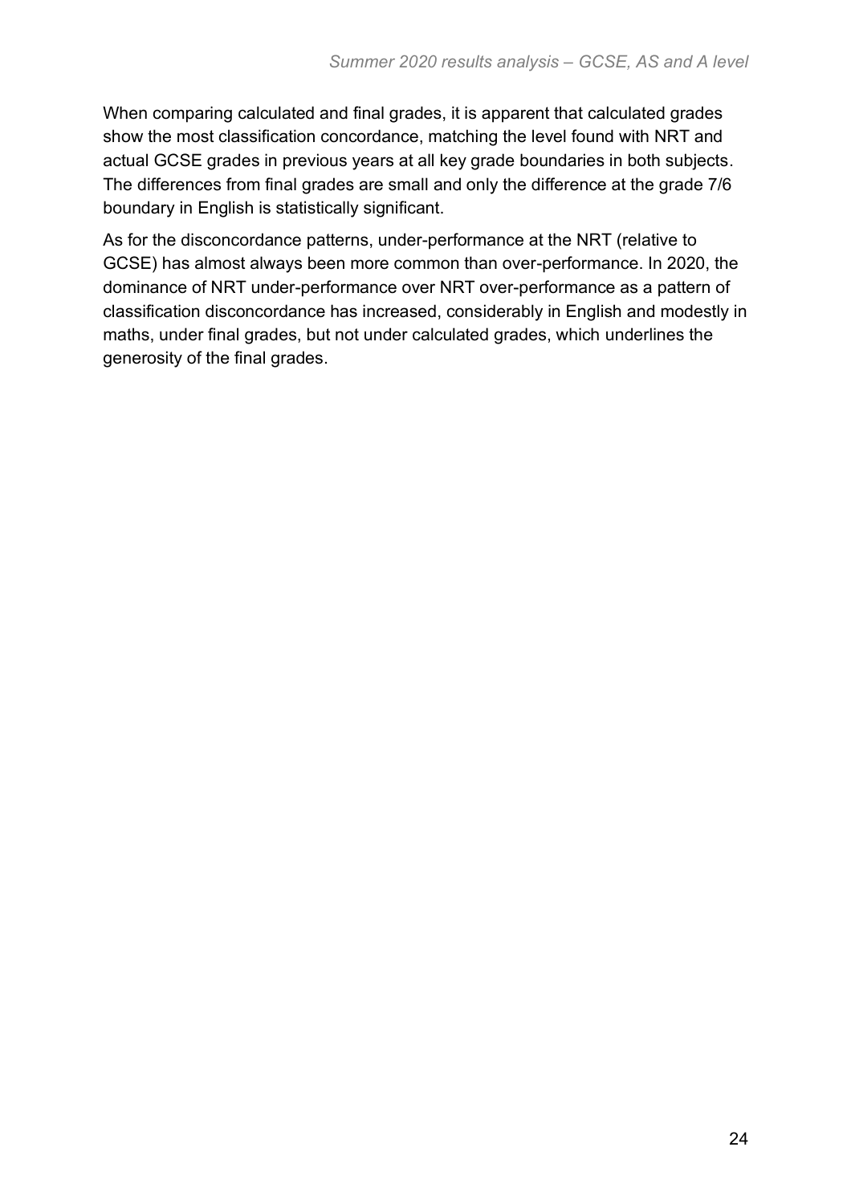When comparing calculated and final grades, it is apparent that calculated grades show the most classification concordance, matching the level found with NRT and actual GCSE grades in previous years at all key grade boundaries in both subjects. The differences from final grades are small and only the difference at the grade 7/6 boundary in English is statistically significant.

As for the disconcordance patterns, under-performance at the NRT (relative to GCSE) has almost always been more common than over-performance. In 2020, the dominance of NRT under-performance over NRT over-performance as a pattern of classification disconcordance has increased, considerably in English and modestly in maths, under final grades, but not under calculated grades, which underlines the generosity of the final grades.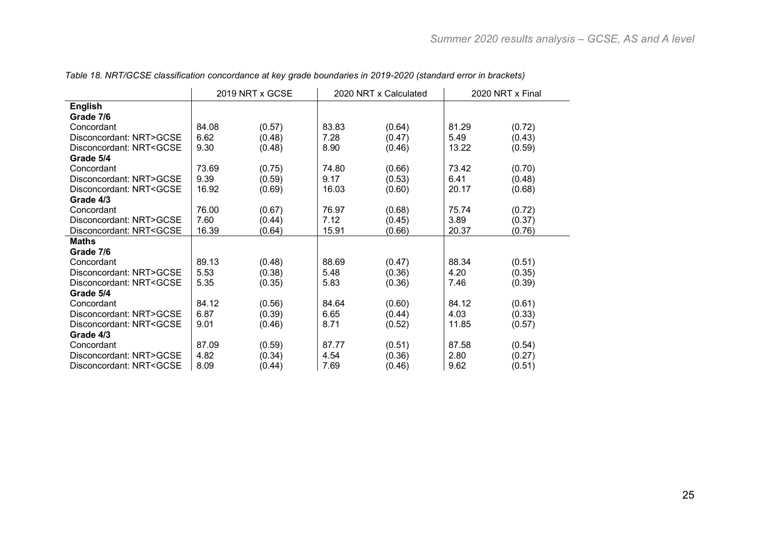*Table 18. NRT/GCSE classification concordance at key grade boundaries in 2019-2020 (standard error in brackets)*

| | 2019 NRT x GCSE | | 2020 NRT x Calculated | | 2020 NRT x Final | |
|---|---|---|---|---|---|---|
| **English** | | | | | | |
| **Grade 7/6** | | | | | | |
| Concordant | 84.08 | (0.57) | 83.83 | (0.64) | 81.29 | (0.72) |
| Disconcordant: NRT>GCSE | 6.62 | (0.48) | 7.28 | (0.47) | 5.49 | (0.43) |
| Disconcordant: NRT<GCSE | 9.30 | (0.48) | 8.90 | (0.46) | 13.22 | (0.59) |
| **Grade 5/4** | | | | | | |
| Concordant | 73.69 | (0.75) | 74.80 | (0.66) | 73.42 | (0.70) |
| Disconcordant: NRT>GCSE | 9.39 | (0.59) | 9.17 | (0.53) | 6.41 | (0.48) |
| Disconcordant: NRT<GCSE | 16.92 | (0.69) | 16.03 | (0.60) | 20.17 | (0.68) |
| **Grade 4/3** | | | | | | |
| Concordant | 76.00 | (0.67) | 76.97 | (0.68) | 75.74 | (0.72) |
| Disconcordant: NRT>GCSE | 7.60 | (0.44) | 7.12 | (0.45) | 3.89 | (0.37) |
| Disconcordant: NRT<GCSE | 16.39 | (0.64) | 15.91 | (0.66) | 20.37 | (0.76) |
| **Maths** | | | | | | |
| **Grade 7/6** | | | | | | |
| Concordant | 89.13 | (0.48) | 88.69 | (0.47) | 88.34 | (0.51) |
| Disconcordant: NRT>GCSE | 5.53 | (0.38) | 5.48 | (0.36) | 4.20 | (0.35) |
| Disconcordant: NRT<GCSE | 5.35 | (0.35) | 5.83 | (0.36) | 7.46 | (0.39) |
| **Grade 5/4** | | | | | | |
| Concordant | 84.12 | (0.56) | 84.64 | (0.60) | 84.12 | (0.61) |
| Disconcordant: NRT>GCSE | 6.87 | (0.39) | 6.65 | (0.44) | 4.03 | (0.33) |
| Disconcordant: NRT<GCSE | 9.01 | (0.46) | 8.71 | (0.52) | 11.85 | (0.57) |
| **Grade 4/3** | | | | | | |
| Concordant | 87.09 | (0.59) | 87.77 | (0.51) | 87.58 | (0.54) |
| Disconcordant: NRT>GCSE | 4.82 | (0.34) | 4.54 | (0.36) | 2.80 | (0.27) |
| Disconcordant: NRT<GCSE | 8.09 | (0.44) | 7.69 | (0.46) | 9.62 | (0.51) |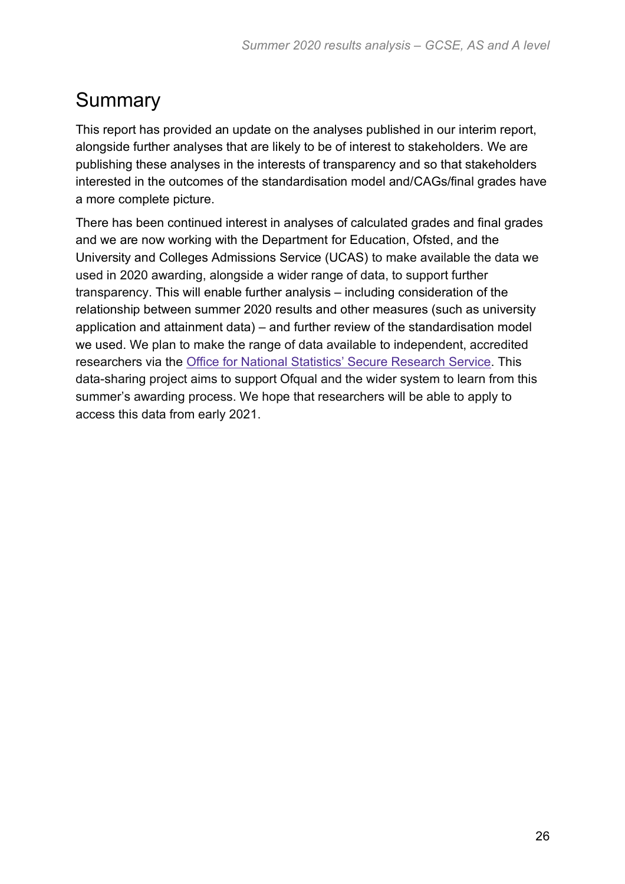# Summary

This report has provided an update on the analyses published in our interim report, alongside further analyses that are likely to be of interest to stakeholders. We are publishing these analyses in the interests of transparency and so that stakeholders interested in the outcomes of the standardisation model and/CAGs/final grades have a more complete picture.

There has been continued interest in analyses of calculated grades and final grades and we are now working with the Department for Education, Ofsted, and the University and Colleges Admissions Service (UCAS) to make available the data we used in 2020 awarding, alongside a wider range of data, to support further transparency. This will enable further analysis – including consideration of the relationship between summer 2020 results and other measures (such as university application and attainment data) – and further review of the standardisation model we used. We plan to make the range of data available to independent, accredited researchers via the Office for National Statistics' Secure Research Service. This data-sharing project aims to support Ofqual and the wider system to learn from this summer's awarding process. We hope that researchers will be able to apply to access this data from early 2021.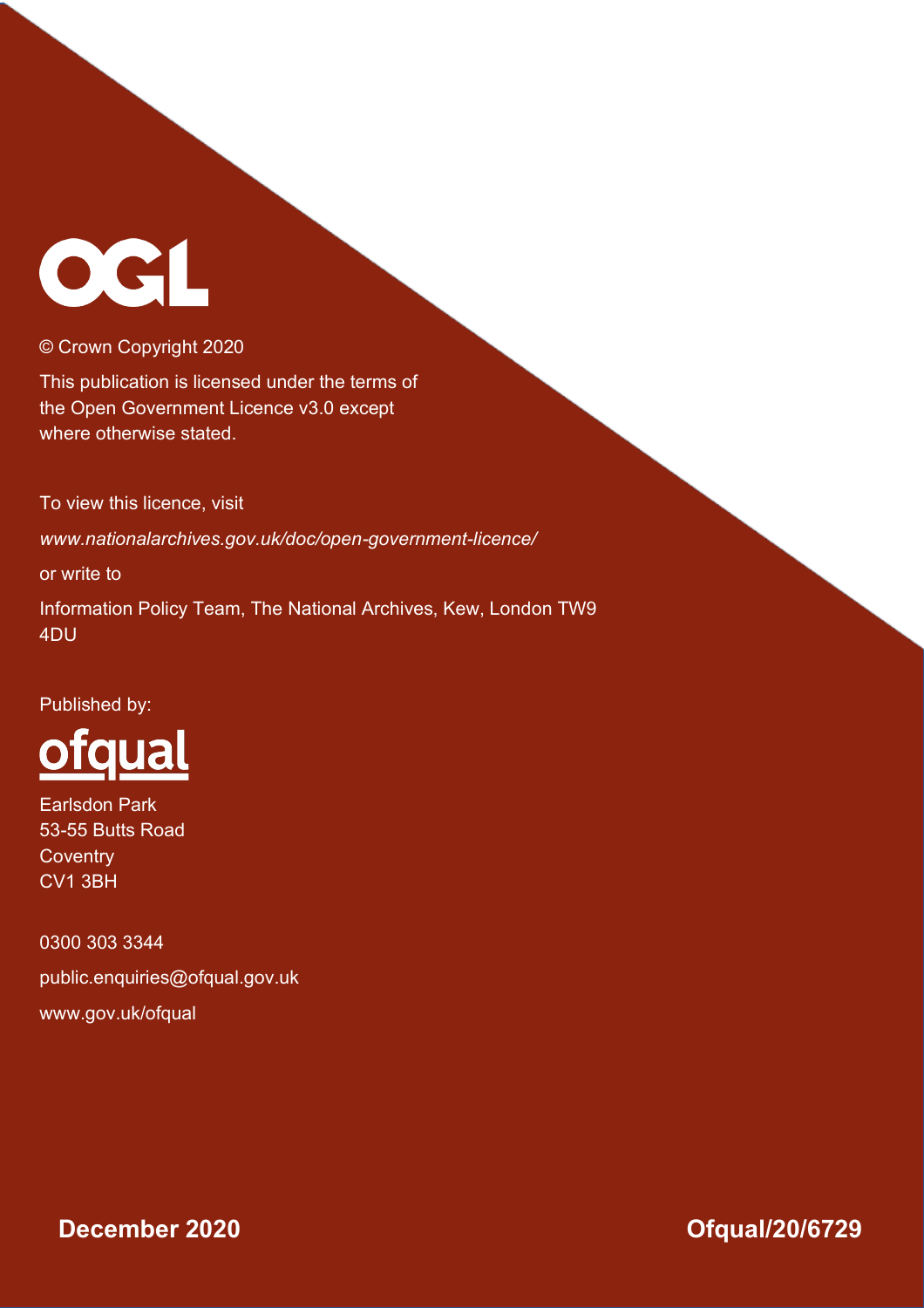OGL

© Crown Copyright 2020

This publication is licensed under the terms of the Open Government Licence v3.0 except where otherwise stated.

To view this licence, visit

*www.nationalarchives.gov.uk/doc/open-government-licence/*

or write to

Information Policy Team, The National Archives, Kew, London TW9 4DU

Published by:

ofqual

Earlsdon Park
53-55 Butts Road
Coventry
CV1 3BH

0300 303 3344

public.enquiries@ofqual.gov.uk

www.gov.uk/ofqual

**December 2020** **Ofqual/20/6729**